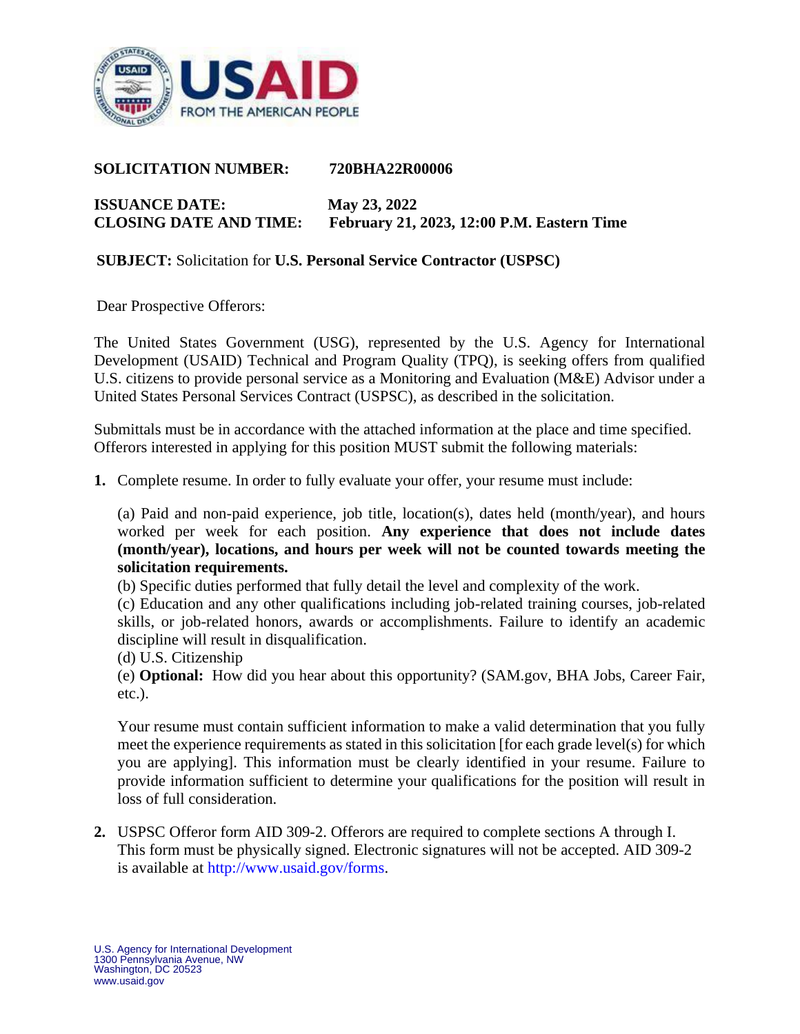**SOLICITATION NUMBER:** **720BHA22R00006**

**ISSUANCE DATE:** **May 23, 2022**
**CLOSING DATE AND TIME:** **February 21, 2023, 12:00 P.M. Eastern Time**

**SUBJECT:** Solicitation for **U.S. Personal Service Contractor (USPSC)**

Dear Prospective Offerors:

The United States Government (USG), represented by the U.S. Agency for International Development (USAID) Technical and Program Quality (TPQ), is seeking offers from qualified U.S. citizens to provide personal service as a Monitoring and Evaluation (M&E) Advisor under a United States Personal Services Contract (USPSC), as described in the solicitation.

Submittals must be in accordance with the attached information at the place and time specified. Offerors interested in applying for this position MUST submit the following materials:

1. Complete resume. In order to fully evaluate your offer, your resume must include:

   (a) Paid and non-paid experience, job title, location(s), dates held (month/year), and hours worked per week for each position. **Any experience that does not include dates (month/year), locations, and hours per week will not be counted towards meeting the solicitation requirements.**
   (b) Specific duties performed that fully detail the level and complexity of the work.
   (c) Education and any other qualifications including job-related training courses, job-related skills, or job-related honors, awards or accomplishments. Failure to identify an academic discipline will result in disqualification.
   (d) U.S. Citizenship
   (e) **Optional:** How did you hear about this opportunity? (SAM.gov, BHA Jobs, Career Fair, etc.).

   Your resume must contain sufficient information to make a valid determination that you fully meet the experience requirements as stated in this solicitation [for each grade level(s) for which you are applying]. This information must be clearly identified in your resume. Failure to provide information sufficient to determine your qualifications for the position will result in loss of full consideration.

2. USPSC Offeror form AID 309-2. Offerors are required to complete sections A through I. This form must be physically signed. Electronic signatures will not be accepted. AID 309-2 is available at http://www.usaid.gov/forms.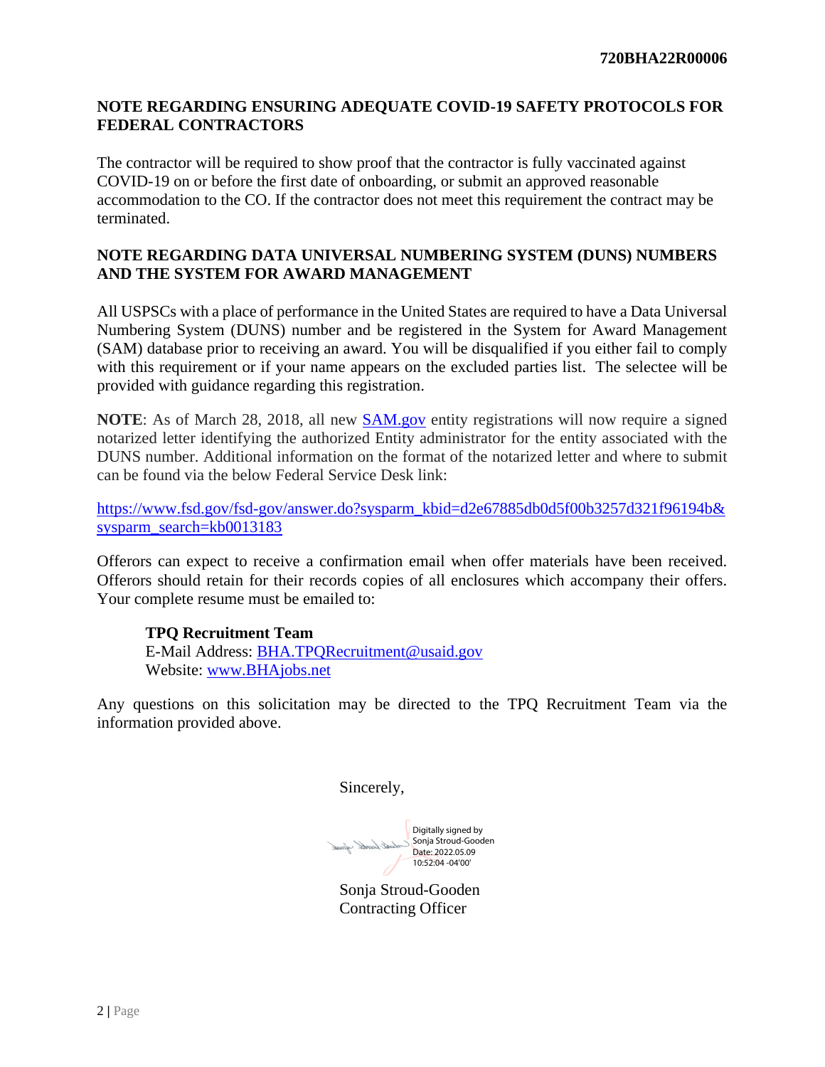**720BHA22R00006**

## NOTE REGARDING ENSURING ADEQUATE COVID-19 SAFETY PROTOCOLS FOR FEDERAL CONTRACTORS

The contractor will be required to show proof that the contractor is fully vaccinated against COVID-19 on or before the first date of onboarding, or submit an approved reasonable accommodation to the CO. If the contractor does not meet this requirement the contract may be terminated.

## NOTE REGARDING DATA UNIVERSAL NUMBERING SYSTEM (DUNS) NUMBERS AND THE SYSTEM FOR AWARD MANAGEMENT

All USPSCs with a place of performance in the United States are required to have a Data Universal Numbering System (DUNS) number and be registered in the System for Award Management (SAM) database prior to receiving an award. You will be disqualified if you either fail to comply with this requirement or if your name appears on the excluded parties list. The selectee will be provided with guidance regarding this registration.

**NOTE**: As of March 28, 2018, all new [SAM.gov](SAM.gov) entity registrations will now require a signed notarized letter identifying the authorized Entity administrator for the entity associated with the DUNS number. Additional information on the format of the notarized letter and where to submit can be found via the below Federal Service Desk link:

https://www.fsd.gov/fsd-gov/answer.do?sysparm_kbid=d2e67885db0d5f00b3257d321f96194b&sysparm_search=kb0013183

Offerors can expect to receive a confirmation email when offer materials have been received. Offerors should retain for their records copies of all enclosures which accompany their offers. Your complete resume must be emailed to:

> **TPQ Recruitment Team**
> E-Mail Address: BHA.TPQRecruitment@usaid.gov
> Website: www.BHAjobs.net

Any questions on this solicitation may be directed to the TPQ Recruitment Team via the information provided above.

Sincerely,

Digitally signed by Sonja Stroud-Gooden
Date: 2022.05.09 10:52:04 -04'00'

Sonja Stroud-Gooden
Contracting Officer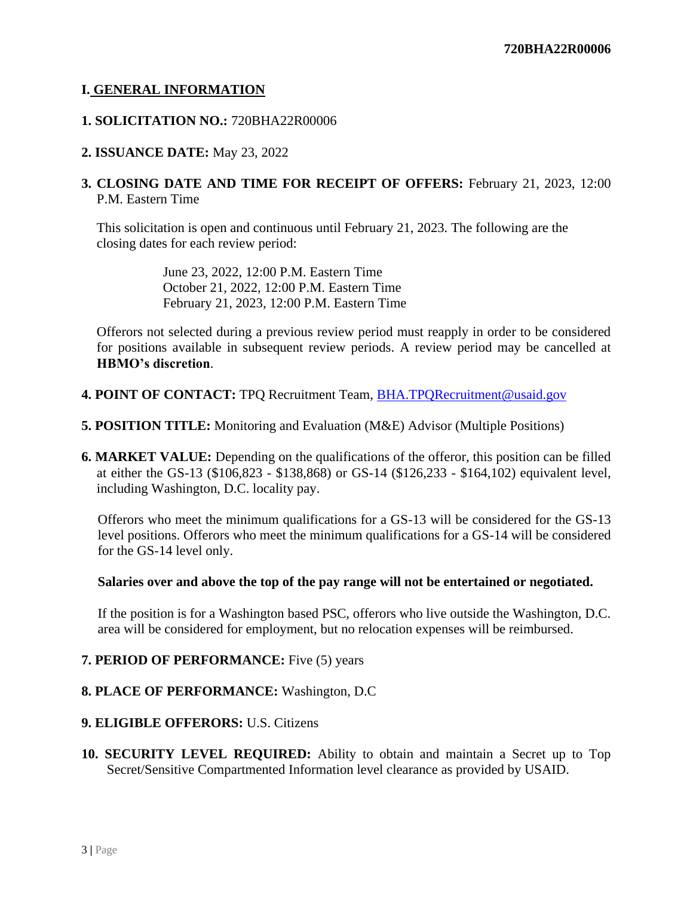## I. GENERAL INFORMATION

**1. SOLICITATION NO.:** 720BHA22R00006

**2. ISSUANCE DATE:** May 23, 2022

**3. CLOSING DATE AND TIME FOR RECEIPT OF OFFERS:** February 21, 2023, 12:00 P.M. Eastern Time

This solicitation is open and continuous until February 21, 2023. The following are the closing dates for each review period:

June 23, 2022, 12:00 P.M. Eastern Time
October 21, 2022, 12:00 P.M. Eastern Time
February 21, 2023, 12:00 P.M. Eastern Time

Offerors not selected during a previous review period must reapply in order to be considered for positions available in subsequent review periods. A review period may be cancelled at **HBMO's discretion**.

**4. POINT OF CONTACT:** TPQ Recruitment Team, BHA.TPQRecruitment@usaid.gov

**5. POSITION TITLE:** Monitoring and Evaluation (M&E) Advisor (Multiple Positions)

**6. MARKET VALUE:** Depending on the qualifications of the offeror, this position can be filled at either the GS-13 ($106,823 - $138,868) or GS-14 ($126,233 - $164,102) equivalent level, including Washington, D.C. locality pay.

Offerors who meet the minimum qualifications for a GS-13 will be considered for the GS-13 level positions. Offerors who meet the minimum qualifications for a GS-14 will be considered for the GS-14 level only.

**Salaries over and above the top of the pay range will not be entertained or negotiated.**

If the position is for a Washington based PSC, offerors who live outside the Washington, D.C. area will be considered for employment, but no relocation expenses will be reimbursed.

**7. PERIOD OF PERFORMANCE:** Five (5) years

**8. PLACE OF PERFORMANCE:** Washington, D.C

**9. ELIGIBLE OFFERORS:** U.S. Citizens

**10. SECURITY LEVEL REQUIRED:** Ability to obtain and maintain a Secret up to Top Secret/Sensitive Compartmented Information level clearance as provided by USAID.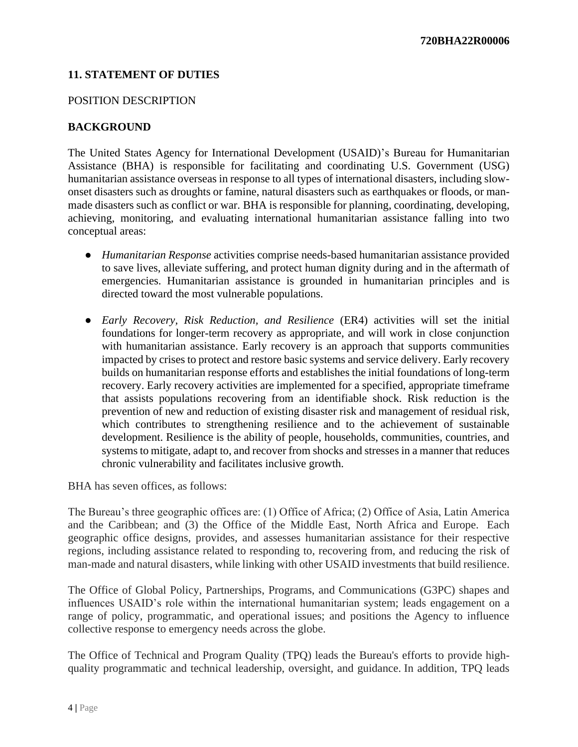## 11. STATEMENT OF DUTIES

POSITION DESCRIPTION

### BACKGROUND

The United States Agency for International Development (USAID)'s Bureau for Humanitarian Assistance (BHA) is responsible for facilitating and coordinating U.S. Government (USG) humanitarian assistance overseas in response to all types of international disasters, including slow-onset disasters such as droughts or famine, natural disasters such as earthquakes or floods, or man-made disasters such as conflict or war. BHA is responsible for planning, coordinating, developing, achieving, monitoring, and evaluating international humanitarian assistance falling into two conceptual areas:

- *Humanitarian Response* activities comprise needs-based humanitarian assistance provided to save lives, alleviate suffering, and protect human dignity during and in the aftermath of emergencies. Humanitarian assistance is grounded in humanitarian principles and is directed toward the most vulnerable populations.
- *Early Recovery, Risk Reduction, and Resilience* (ER4) activities will set the initial foundations for longer-term recovery as appropriate, and will work in close conjunction with humanitarian assistance. Early recovery is an approach that supports communities impacted by crises to protect and restore basic systems and service delivery. Early recovery builds on humanitarian response efforts and establishes the initial foundations of long-term recovery. Early recovery activities are implemented for a specified, appropriate timeframe that assists populations recovering from an identifiable shock. Risk reduction is the prevention of new and reduction of existing disaster risk and management of residual risk, which contributes to strengthening resilience and to the achievement of sustainable development. Resilience is the ability of people, households, communities, countries, and systems to mitigate, adapt to, and recover from shocks and stresses in a manner that reduces chronic vulnerability and facilitates inclusive growth.

BHA has seven offices, as follows:

The Bureau's three geographic offices are: (1) Office of Africa; (2) Office of Asia, Latin America and the Caribbean; and (3) the Office of the Middle East, North Africa and Europe. Each geographic office designs, provides, and assesses humanitarian assistance for their respective regions, including assistance related to responding to, recovering from, and reducing the risk of man-made and natural disasters, while linking with other USAID investments that build resilience.

The Office of Global Policy, Partnerships, Programs, and Communications (G3PC) shapes and influences USAID's role within the international humanitarian system; leads engagement on a range of policy, programmatic, and operational issues; and positions the Agency to influence collective response to emergency needs across the globe.

The Office of Technical and Program Quality (TPQ) leads the Bureau's efforts to provide high-quality programmatic and technical leadership, oversight, and guidance. In addition, TPQ leads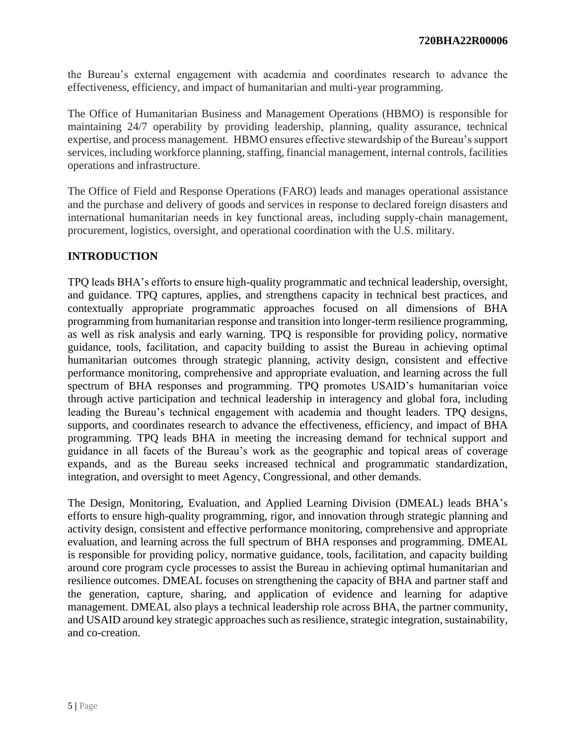the Bureau's external engagement with academia and coordinates research to advance the effectiveness, efficiency, and impact of humanitarian and multi-year programming.

The Office of Humanitarian Business and Management Operations (HBMO) is responsible for maintaining 24/7 operability by providing leadership, planning, quality assurance, technical expertise, and process management. HBMO ensures effective stewardship of the Bureau's support services, including workforce planning, staffing, financial management, internal controls, facilities operations and infrastructure.

The Office of Field and Response Operations (FARO) leads and manages operational assistance and the purchase and delivery of goods and services in response to declared foreign disasters and international humanitarian needs in key functional areas, including supply-chain management, procurement, logistics, oversight, and operational coordination with the U.S. military.

## INTRODUCTION

TPQ leads BHA's efforts to ensure high-quality programmatic and technical leadership, oversight, and guidance. TPQ captures, applies, and strengthens capacity in technical best practices, and contextually appropriate programmatic approaches focused on all dimensions of BHA programming from humanitarian response and transition into longer-term resilience programming, as well as risk analysis and early warning. TPQ is responsible for providing policy, normative guidance, tools, facilitation, and capacity building to assist the Bureau in achieving optimal humanitarian outcomes through strategic planning, activity design, consistent and effective performance monitoring, comprehensive and appropriate evaluation, and learning across the full spectrum of BHA responses and programming. TPQ promotes USAID's humanitarian voice through active participation and technical leadership in interagency and global fora, including leading the Bureau's technical engagement with academia and thought leaders. TPQ designs, supports, and coordinates research to advance the effectiveness, efficiency, and impact of BHA programming. TPQ leads BHA in meeting the increasing demand for technical support and guidance in all facets of the Bureau's work as the geographic and topical areas of coverage expands, and as the Bureau seeks increased technical and programmatic standardization, integration, and oversight to meet Agency, Congressional, and other demands.

The Design, Monitoring, Evaluation, and Applied Learning Division (DMEAL) leads BHA's efforts to ensure high-quality programming, rigor, and innovation through strategic planning and activity design, consistent and effective performance monitoring, comprehensive and appropriate evaluation, and learning across the full spectrum of BHA responses and programming. DMEAL is responsible for providing policy, normative guidance, tools, facilitation, and capacity building around core program cycle processes to assist the Bureau in achieving optimal humanitarian and resilience outcomes. DMEAL focuses on strengthening the capacity of BHA and partner staff and the generation, capture, sharing, and application of evidence and learning for adaptive management. DMEAL also plays a technical leadership role across BHA, the partner community, and USAID around key strategic approaches such as resilience, strategic integration, sustainability, and co-creation.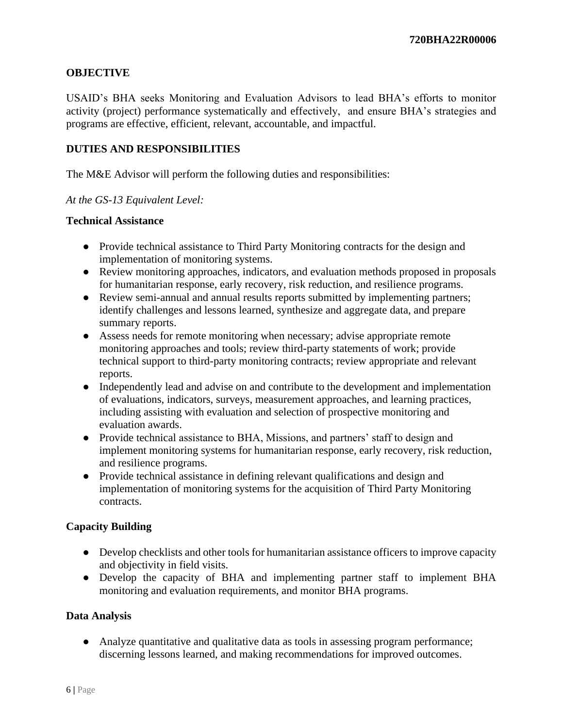## OBJECTIVE

USAID's BHA seeks Monitoring and Evaluation Advisors to lead BHA's efforts to monitor activity (project) performance systematically and effectively, and ensure BHA's strategies and programs are effective, efficient, relevant, accountable, and impactful.

## DUTIES AND RESPONSIBILITIES

The M&E Advisor will perform the following duties and responsibilities:

*At the GS-13 Equivalent Level:*

### Technical Assistance

- Provide technical assistance to Third Party Monitoring contracts for the design and implementation of monitoring systems.
- Review monitoring approaches, indicators, and evaluation methods proposed in proposals for humanitarian response, early recovery, risk reduction, and resilience programs.
- Review semi-annual and annual results reports submitted by implementing partners; identify challenges and lessons learned, synthesize and aggregate data, and prepare summary reports.
- Assess needs for remote monitoring when necessary; advise appropriate remote monitoring approaches and tools; review third-party statements of work; provide technical support to third-party monitoring contracts; review appropriate and relevant reports.
- Independently lead and advise on and contribute to the development and implementation of evaluations, indicators, surveys, measurement approaches, and learning practices, including assisting with evaluation and selection of prospective monitoring and evaluation awards.
- Provide technical assistance to BHA, Missions, and partners' staff to design and implement monitoring systems for humanitarian response, early recovery, risk reduction, and resilience programs.
- Provide technical assistance in defining relevant qualifications and design and implementation of monitoring systems for the acquisition of Third Party Monitoring contracts.

### Capacity Building

- Develop checklists and other tools for humanitarian assistance officers to improve capacity and objectivity in field visits.
- Develop the capacity of BHA and implementing partner staff to implement BHA monitoring and evaluation requirements, and monitor BHA programs.

### Data Analysis

- Analyze quantitative and qualitative data as tools in assessing program performance; discerning lessons learned, and making recommendations for improved outcomes.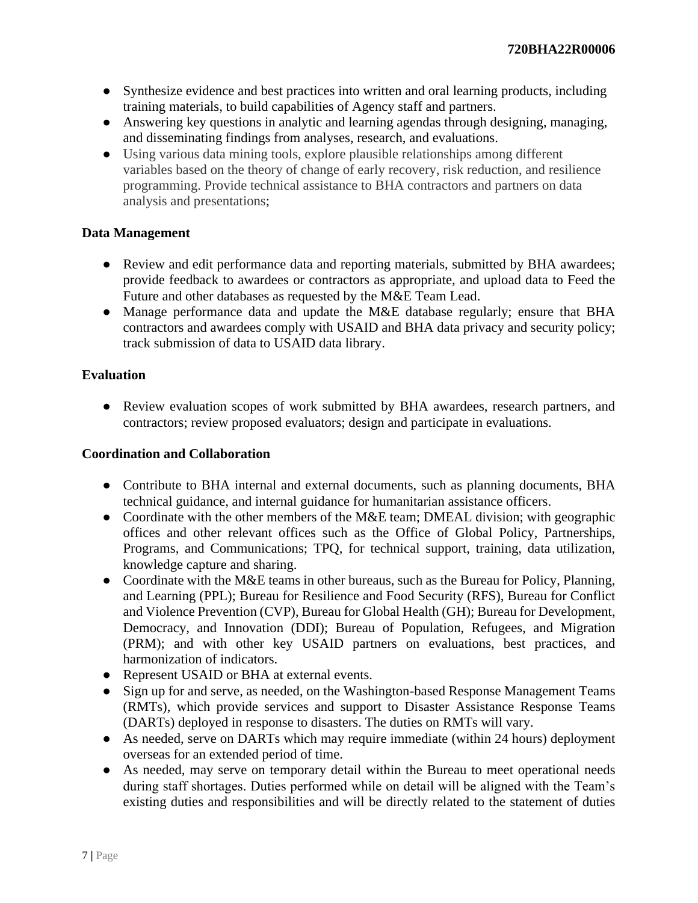- Synthesize evidence and best practices into written and oral learning products, including training materials, to build capabilities of Agency staff and partners.
- Answering key questions in analytic and learning agendas through designing, managing, and disseminating findings from analyses, research, and evaluations.
- Using various data mining tools, explore plausible relationships among different variables based on the theory of change of early recovery, risk reduction, and resilience programming. Provide technical assistance to BHA contractors and partners on data analysis and presentations;

**Data Management**

- Review and edit performance data and reporting materials, submitted by BHA awardees; provide feedback to awardees or contractors as appropriate, and upload data to Feed the Future and other databases as requested by the M&E Team Lead.
- Manage performance data and update the M&E database regularly; ensure that BHA contractors and awardees comply with USAID and BHA data privacy and security policy; track submission of data to USAID data library.

**Evaluation**

- Review evaluation scopes of work submitted by BHA awardees, research partners, and contractors; review proposed evaluators; design and participate in evaluations.

**Coordination and Collaboration**

- Contribute to BHA internal and external documents, such as planning documents, BHA technical guidance, and internal guidance for humanitarian assistance officers.
- Coordinate with the other members of the M&E team; DMEAL division; with geographic offices and other relevant offices such as the Office of Global Policy, Partnerships, Programs, and Communications; TPQ, for technical support, training, data utilization, knowledge capture and sharing.
- Coordinate with the M&E teams in other bureaus, such as the Bureau for Policy, Planning, and Learning (PPL); Bureau for Resilience and Food Security (RFS), Bureau for Conflict and Violence Prevention (CVP), Bureau for Global Health (GH); Bureau for Development, Democracy, and Innovation (DDI); Bureau of Population, Refugees, and Migration (PRM); and with other key USAID partners on evaluations, best practices, and harmonization of indicators.
- Represent USAID or BHA at external events.
- Sign up for and serve, as needed, on the Washington-based Response Management Teams (RMTs), which provide services and support to Disaster Assistance Response Teams (DARTs) deployed in response to disasters. The duties on RMTs will vary.
- As needed, serve on DARTs which may require immediate (within 24 hours) deployment overseas for an extended period of time.
- As needed, may serve on temporary detail within the Bureau to meet operational needs during staff shortages. Duties performed while on detail will be aligned with the Team's existing duties and responsibilities and will be directly related to the statement of duties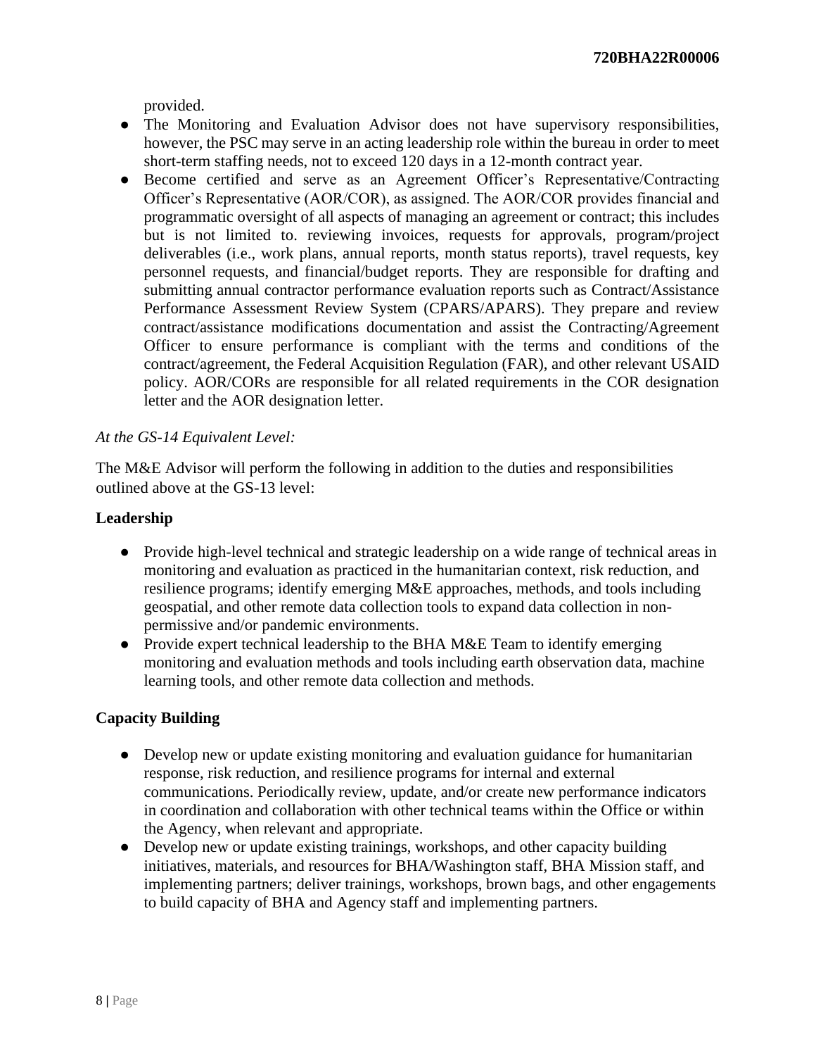provided.

- The Monitoring and Evaluation Advisor does not have supervisory responsibilities, however, the PSC may serve in an acting leadership role within the bureau in order to meet short-term staffing needs, not to exceed 120 days in a 12-month contract year.
- Become certified and serve as an Agreement Officer's Representative/Contracting Officer's Representative (AOR/COR), as assigned. The AOR/COR provides financial and programmatic oversight of all aspects of managing an agreement or contract; this includes but is not limited to. reviewing invoices, requests for approvals, program/project deliverables (i.e., work plans, annual reports, month status reports), travel requests, key personnel requests, and financial/budget reports. They are responsible for drafting and submitting annual contractor performance evaluation reports such as Contract/Assistance Performance Assessment Review System (CPARS/APARS). They prepare and review contract/assistance modifications documentation and assist the Contracting/Agreement Officer to ensure performance is compliant with the terms and conditions of the contract/agreement, the Federal Acquisition Regulation (FAR), and other relevant USAID policy. AOR/CORs are responsible for all related requirements in the COR designation letter and the AOR designation letter.

*At the GS-14 Equivalent Level:*

The M&E Advisor will perform the following in addition to the duties and responsibilities outlined above at the GS-13 level:

**Leadership**

- Provide high-level technical and strategic leadership on a wide range of technical areas in monitoring and evaluation as practiced in the humanitarian context, risk reduction, and resilience programs; identify emerging M&E approaches, methods, and tools including geospatial, and other remote data collection tools to expand data collection in non-permissive and/or pandemic environments.
- Provide expert technical leadership to the BHA M&E Team to identify emerging monitoring and evaluation methods and tools including earth observation data, machine learning tools, and other remote data collection and methods.

**Capacity Building**

- Develop new or update existing monitoring and evaluation guidance for humanitarian response, risk reduction, and resilience programs for internal and external communications. Periodically review, update, and/or create new performance indicators in coordination and collaboration with other technical teams within the Office or within the Agency, when relevant and appropriate.
- Develop new or update existing trainings, workshops, and other capacity building initiatives, materials, and resources for BHA/Washington staff, BHA Mission staff, and implementing partners; deliver trainings, workshops, brown bags, and other engagements to build capacity of BHA and Agency staff and implementing partners.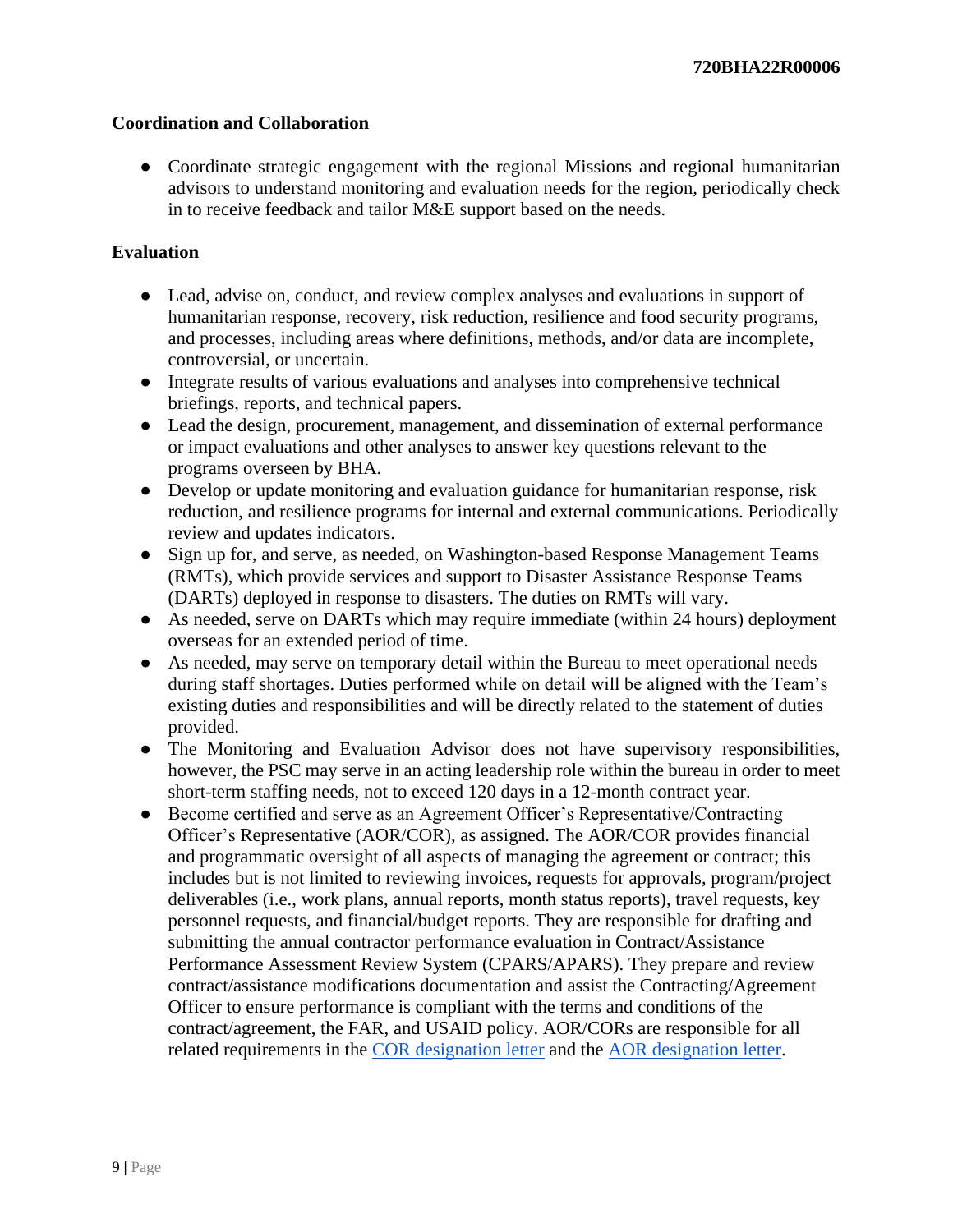**Coordination and Collaboration**

- Coordinate strategic engagement with the regional Missions and regional humanitarian advisors to understand monitoring and evaluation needs for the region, periodically check in to receive feedback and tailor M&E support based on the needs.

**Evaluation**

- Lead, advise on, conduct, and review complex analyses and evaluations in support of humanitarian response, recovery, risk reduction, resilience and food security programs, and processes, including areas where definitions, methods, and/or data are incomplete, controversial, or uncertain.
- Integrate results of various evaluations and analyses into comprehensive technical briefings, reports, and technical papers.
- Lead the design, procurement, management, and dissemination of external performance or impact evaluations and other analyses to answer key questions relevant to the programs overseen by BHA.
- Develop or update monitoring and evaluation guidance for humanitarian response, risk reduction, and resilience programs for internal and external communications. Periodically review and updates indicators.
- Sign up for, and serve, as needed, on Washington-based Response Management Teams (RMTs), which provide services and support to Disaster Assistance Response Teams (DARTs) deployed in response to disasters. The duties on RMTs will vary.
- As needed, serve on DARTs which may require immediate (within 24 hours) deployment overseas for an extended period of time.
- As needed, may serve on temporary detail within the Bureau to meet operational needs during staff shortages. Duties performed while on detail will be aligned with the Team's existing duties and responsibilities and will be directly related to the statement of duties provided.
- The Monitoring and Evaluation Advisor does not have supervisory responsibilities, however, the PSC may serve in an acting leadership role within the bureau in order to meet short-term staffing needs, not to exceed 120 days in a 12-month contract year.
- Become certified and serve as an Agreement Officer's Representative/Contracting Officer's Representative (AOR/COR), as assigned. The AOR/COR provides financial and programmatic oversight of all aspects of managing the agreement or contract; this includes but is not limited to reviewing invoices, requests for approvals, program/project deliverables (i.e., work plans, annual reports, month status reports), travel requests, key personnel requests, and financial/budget reports. They are responsible for drafting and submitting the annual contractor performance evaluation in Contract/Assistance Performance Assessment Review System (CPARS/APARS). They prepare and review contract/assistance modifications documentation and assist the Contracting/Agreement Officer to ensure performance is compliant with the terms and conditions of the contract/agreement, the FAR, and USAID policy. AOR/CORs are responsible for all related requirements in the COR designation letter and the AOR designation letter.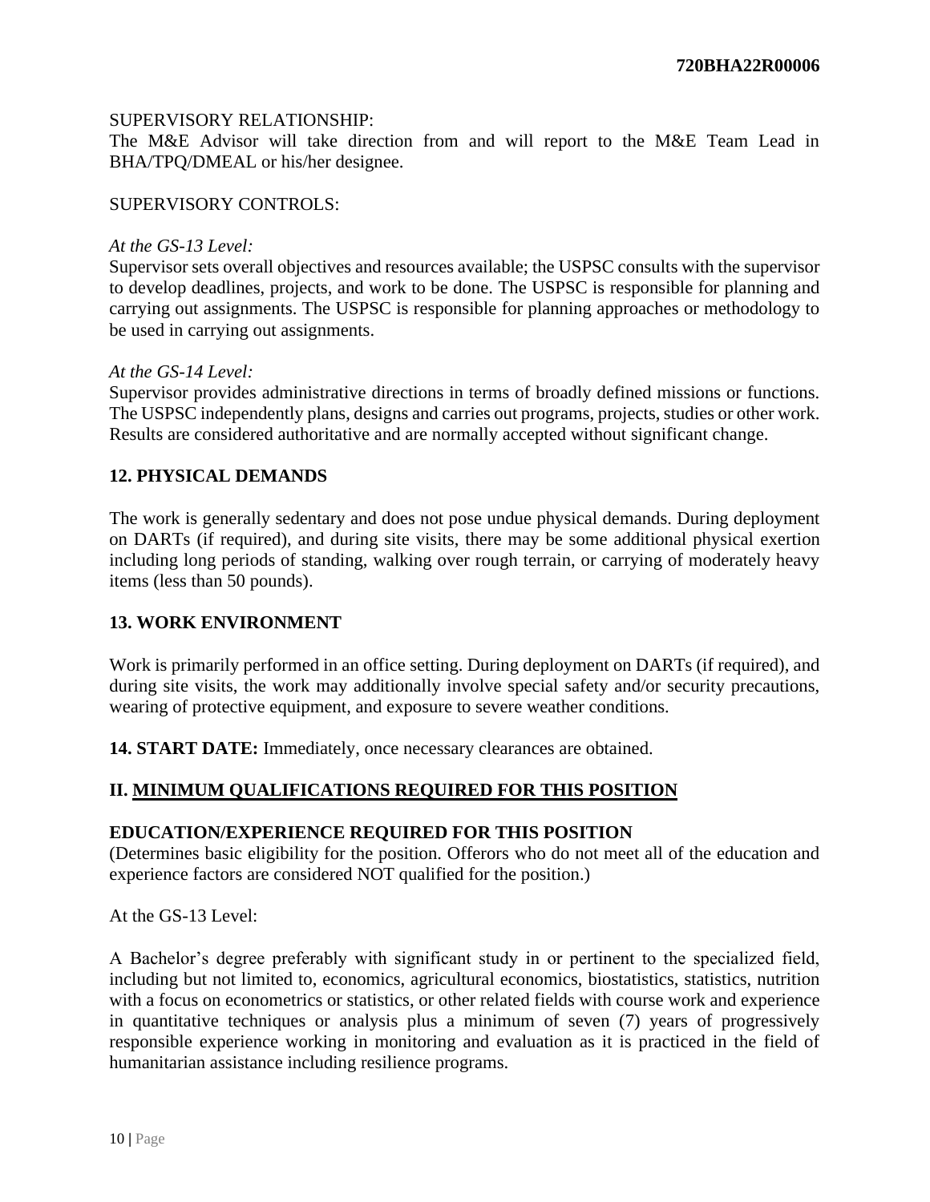SUPERVISORY RELATIONSHIP:
The M&E Advisor will take direction from and will report to the M&E Team Lead in BHA/TPQ/DMEAL or his/her designee.

SUPERVISORY CONTROLS:

*At the GS-13 Level:*
Supervisor sets overall objectives and resources available; the USPSC consults with the supervisor to develop deadlines, projects, and work to be done. The USPSC is responsible for planning and carrying out assignments. The USPSC is responsible for planning approaches or methodology to be used in carrying out assignments.

*At the GS-14 Level:*
Supervisor provides administrative directions in terms of broadly defined missions or functions. The USPSC independently plans, designs and carries out programs, projects, studies or other work. Results are considered authoritative and are normally accepted without significant change.

**12. PHYSICAL DEMANDS**

The work is generally sedentary and does not pose undue physical demands. During deployment on DARTs (if required), and during site visits, there may be some additional physical exertion including long periods of standing, walking over rough terrain, or carrying of moderately heavy items (less than 50 pounds).

**13. WORK ENVIRONMENT**

Work is primarily performed in an office setting. During deployment on DARTs (if required), and during site visits, the work may additionally involve special safety and/or security precautions, wearing of protective equipment, and exposure to severe weather conditions.

**14. START DATE:** Immediately, once necessary clearances are obtained.

## II. MINIMUM QUALIFICATIONS REQUIRED FOR THIS POSITION

**EDUCATION/EXPERIENCE REQUIRED FOR THIS POSITION**
(Determines basic eligibility for the position. Offerors who do not meet all of the education and experience factors are considered NOT qualified for the position.)

At the GS-13 Level:

A Bachelor's degree preferably with significant study in or pertinent to the specialized field, including but not limited to, economics, agricultural economics, biostatistics, statistics, nutrition with a focus on econometrics or statistics, or other related fields with course work and experience in quantitative techniques or analysis plus a minimum of seven (7) years of progressively responsible experience working in monitoring and evaluation as it is practiced in the field of humanitarian assistance including resilience programs.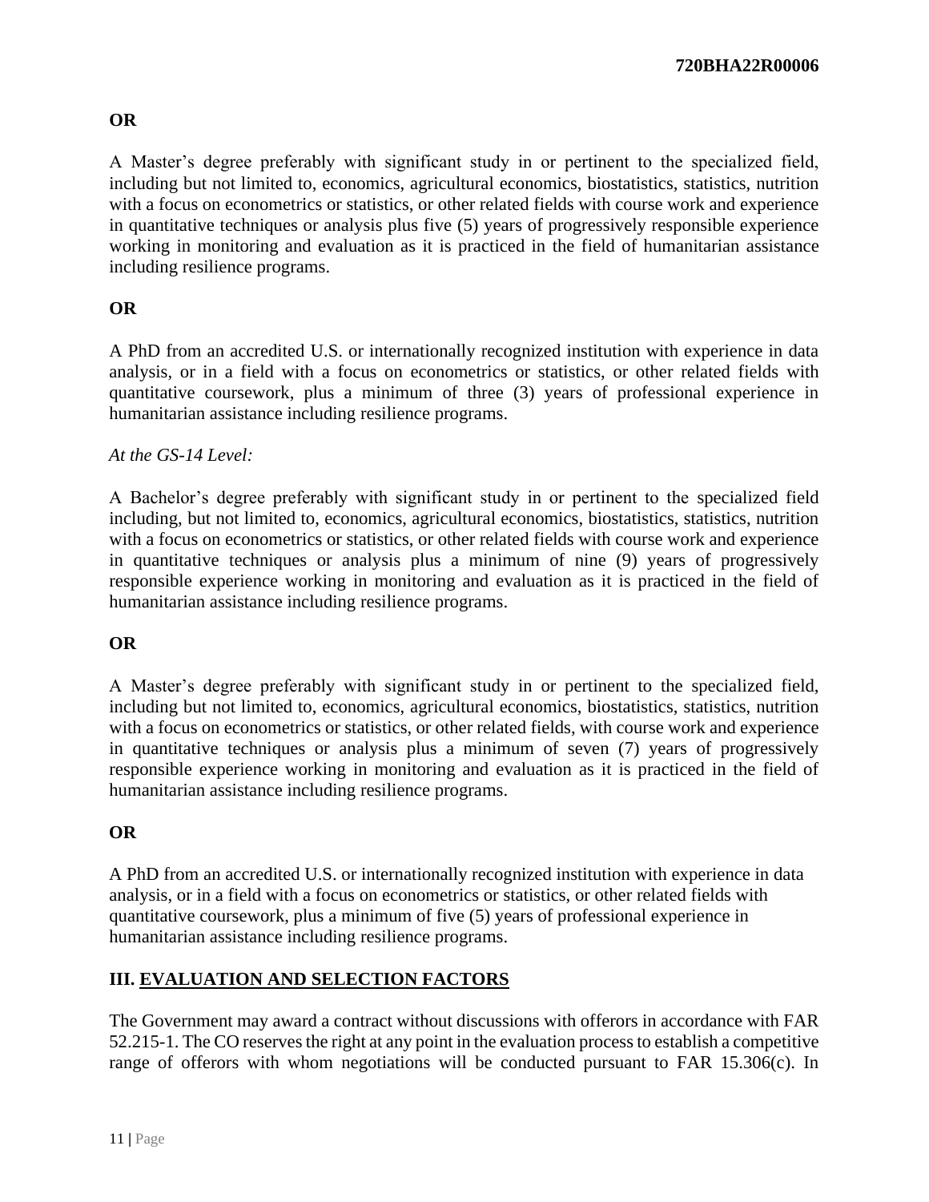**OR**

A Master's degree preferably with significant study in or pertinent to the specialized field, including but not limited to, economics, agricultural economics, biostatistics, statistics, nutrition with a focus on econometrics or statistics, or other related fields with course work and experience in quantitative techniques or analysis plus five (5) years of progressively responsible experience working in monitoring and evaluation as it is practiced in the field of humanitarian assistance including resilience programs.

**OR**

A PhD from an accredited U.S. or internationally recognized institution with experience in data analysis, or in a field with a focus on econometrics or statistics, or other related fields with quantitative coursework, plus a minimum of three (3) years of professional experience in humanitarian assistance including resilience programs.

*At the GS-14 Level:*

A Bachelor's degree preferably with significant study in or pertinent to the specialized field including, but not limited to, economics, agricultural economics, biostatistics, statistics, nutrition with a focus on econometrics or statistics, or other related fields with course work and experience in quantitative techniques or analysis plus a minimum of nine (9) years of progressively responsible experience working in monitoring and evaluation as it is practiced in the field of humanitarian assistance including resilience programs.

**OR**

A Master's degree preferably with significant study in or pertinent to the specialized field, including but not limited to, economics, agricultural economics, biostatistics, statistics, nutrition with a focus on econometrics or statistics, or other related fields, with course work and experience in quantitative techniques or analysis plus a minimum of seven (7) years of progressively responsible experience working in monitoring and evaluation as it is practiced in the field of humanitarian assistance including resilience programs.

**OR**

A PhD from an accredited U.S. or internationally recognized institution with experience in data analysis, or in a field with a focus on econometrics or statistics, or other related fields with quantitative coursework, plus a minimum of five (5) years of professional experience in humanitarian assistance including resilience programs.

## III. EVALUATION AND SELECTION FACTORS

The Government may award a contract without discussions with offerors in accordance with FAR 52.215-1. The CO reserves the right at any point in the evaluation process to establish a competitive range of offerors with whom negotiations will be conducted pursuant to FAR 15.306(c). In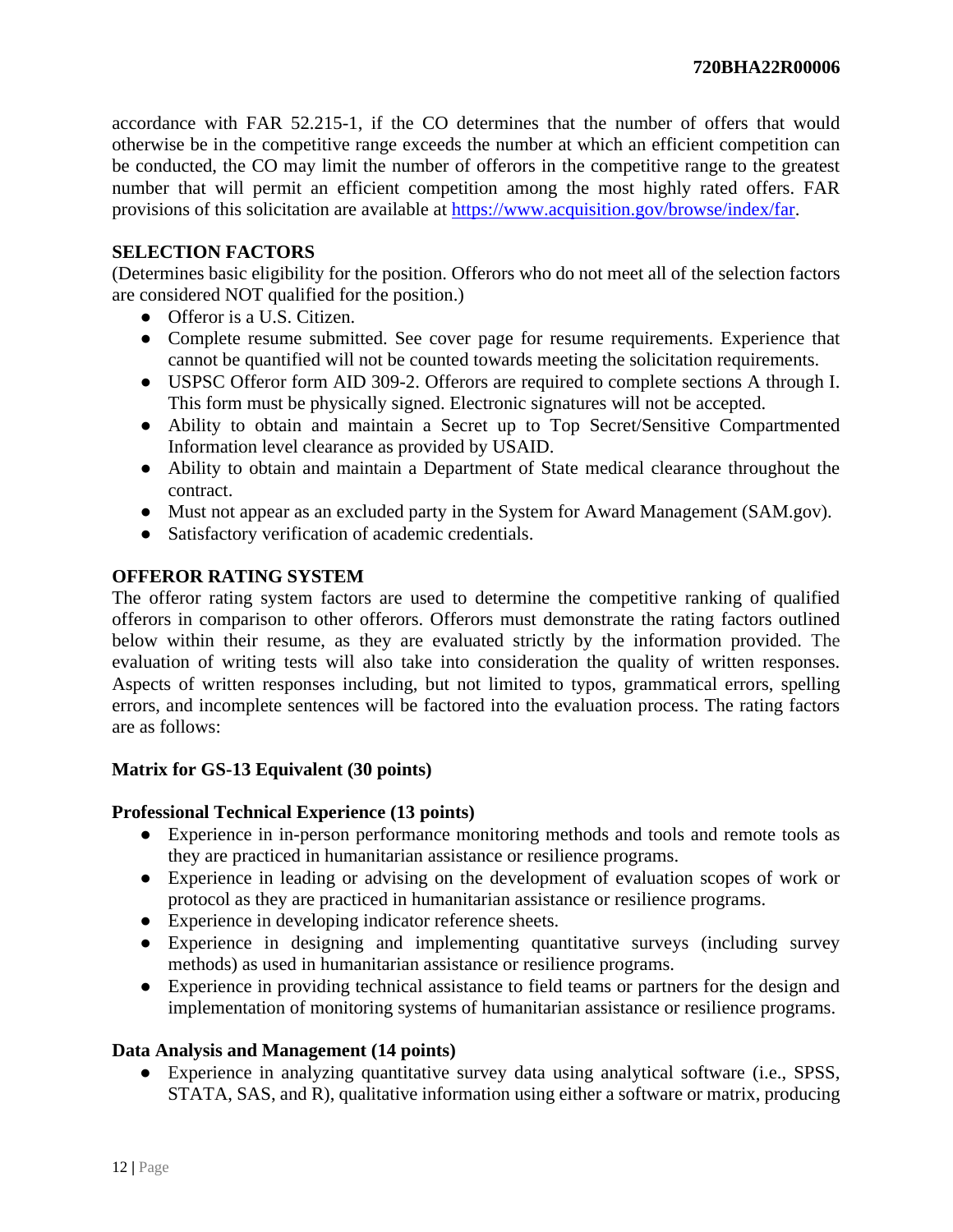accordance with FAR 52.215-1, if the CO determines that the number of offers that would otherwise be in the competitive range exceeds the number at which an efficient competition can be conducted, the CO may limit the number of offerors in the competitive range to the greatest number that will permit an efficient competition among the most highly rated offers. FAR provisions of this solicitation are available at [https://www.acquisition.gov/browse/index/far](https://www.acquisition.gov/browse/index/far).

**SELECTION FACTORS**

(Determines basic eligibility for the position. Offerors who do not meet all of the selection factors are considered NOT qualified for the position.)

- Offeror is a U.S. Citizen.
- Complete resume submitted. See cover page for resume requirements. Experience that cannot be quantified will not be counted towards meeting the solicitation requirements.
- USPSC Offeror form AID 309-2. Offerors are required to complete sections A through I. This form must be physically signed. Electronic signatures will not be accepted.
- Ability to obtain and maintain a Secret up to Top Secret/Sensitive Compartmented Information level clearance as provided by USAID.
- Ability to obtain and maintain a Department of State medical clearance throughout the contract.
- Must not appear as an excluded party in the System for Award Management (SAM.gov).
- Satisfactory verification of academic credentials.

**OFFEROR RATING SYSTEM**

The offeror rating system factors are used to determine the competitive ranking of qualified offerors in comparison to other offerors. Offerors must demonstrate the rating factors outlined below within their resume, as they are evaluated strictly by the information provided. The evaluation of writing tests will also take into consideration the quality of written responses. Aspects of written responses including, but not limited to typos, grammatical errors, spelling errors, and incomplete sentences will be factored into the evaluation process. The rating factors are as follows:

**Matrix for GS-13 Equivalent (30 points)**

**Professional Technical Experience (13 points)**

- Experience in in-person performance monitoring methods and tools and remote tools as they are practiced in humanitarian assistance or resilience programs.
- Experience in leading or advising on the development of evaluation scopes of work or protocol as they are practiced in humanitarian assistance or resilience programs.
- Experience in developing indicator reference sheets.
- Experience in designing and implementing quantitative surveys (including survey methods) as used in humanitarian assistance or resilience programs.
- Experience in providing technical assistance to field teams or partners for the design and implementation of monitoring systems of humanitarian assistance or resilience programs.

**Data Analysis and Management (14 points)**

- Experience in analyzing quantitative survey data using analytical software (i.e., SPSS, STATA, SAS, and R), qualitative information using either a software or matrix, producing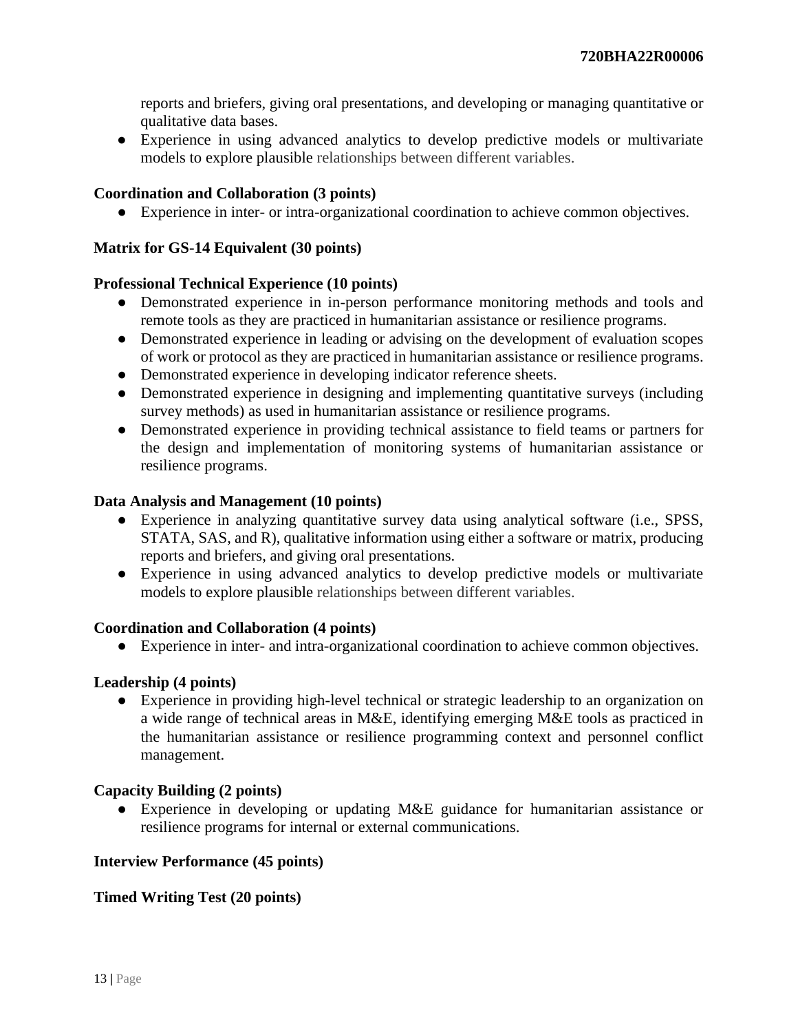reports and briefers, giving oral presentations, and developing or managing quantitative or qualitative data bases.

- Experience in using advanced analytics to develop predictive models or multivariate models to explore plausible relationships between different variables.

**Coordination and Collaboration (3 points)**

- Experience in inter- or intra-organizational coordination to achieve common objectives.

**Matrix for GS-14 Equivalent (30 points)**

**Professional Technical Experience (10 points)**

- Demonstrated experience in in-person performance monitoring methods and tools and remote tools as they are practiced in humanitarian assistance or resilience programs.
- Demonstrated experience in leading or advising on the development of evaluation scopes of work or protocol as they are practiced in humanitarian assistance or resilience programs.
- Demonstrated experience in developing indicator reference sheets.
- Demonstrated experience in designing and implementing quantitative surveys (including survey methods) as used in humanitarian assistance or resilience programs.
- Demonstrated experience in providing technical assistance to field teams or partners for the design and implementation of monitoring systems of humanitarian assistance or resilience programs.

**Data Analysis and Management (10 points)**

- Experience in analyzing quantitative survey data using analytical software (i.e., SPSS, STATA, SAS, and R), qualitative information using either a software or matrix, producing reports and briefers, and giving oral presentations.
- Experience in using advanced analytics to develop predictive models or multivariate models to explore plausible relationships between different variables.

**Coordination and Collaboration (4 points)**

- Experience in inter- and intra-organizational coordination to achieve common objectives.

**Leadership (4 points)**

- Experience in providing high-level technical or strategic leadership to an organization on a wide range of technical areas in M&E, identifying emerging M&E tools as practiced in the humanitarian assistance or resilience programming context and personnel conflict management.

**Capacity Building (2 points)**

- Experience in developing or updating M&E guidance for humanitarian assistance or resilience programs for internal or external communications.

**Interview Performance (45 points)**

**Timed Writing Test (20 points)**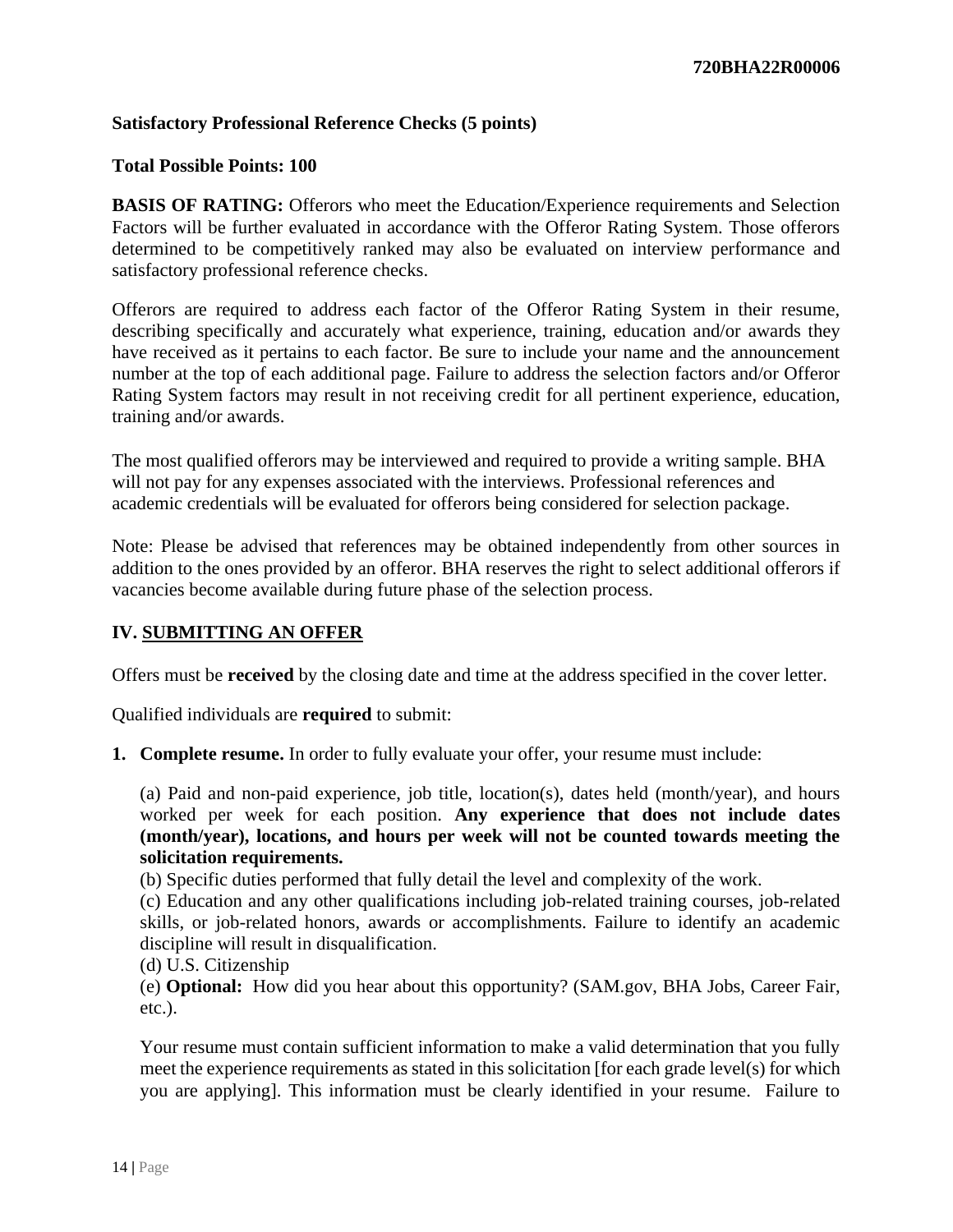**Satisfactory Professional Reference Checks (5 points)**

**Total Possible Points: 100**

**BASIS OF RATING:** Offerors who meet the Education/Experience requirements and Selection Factors will be further evaluated in accordance with the Offeror Rating System. Those offerors determined to be competitively ranked may also be evaluated on interview performance and satisfactory professional reference checks.

Offerors are required to address each factor of the Offeror Rating System in their resume, describing specifically and accurately what experience, training, education and/or awards they have received as it pertains to each factor. Be sure to include your name and the announcement number at the top of each additional page. Failure to address the selection factors and/or Offeror Rating System factors may result in not receiving credit for all pertinent experience, education, training and/or awards.

The most qualified offerors may be interviewed and required to provide a writing sample. BHA will not pay for any expenses associated with the interviews. Professional references and academic credentials will be evaluated for offerors being considered for selection package.

Note: Please be advised that references may be obtained independently from other sources in addition to the ones provided by an offeror. BHA reserves the right to select additional offerors if vacancies become available during future phase of the selection process.

## IV. SUBMITTING AN OFFER

Offers must be **received** by the closing date and time at the address specified in the cover letter.

Qualified individuals are **required** to submit:

1. **Complete resume.** In order to fully evaluate your offer, your resume must include:

   (a) Paid and non-paid experience, job title, location(s), dates held (month/year), and hours worked per week for each position. **Any experience that does not include dates (month/year), locations, and hours per week will not be counted towards meeting the solicitation requirements.**
   (b) Specific duties performed that fully detail the level and complexity of the work.
   (c) Education and any other qualifications including job-related training courses, job-related skills, or job-related honors, awards or accomplishments. Failure to identify an academic discipline will result in disqualification.
   (d) U.S. Citizenship
   (e) **Optional:** How did you hear about this opportunity? (SAM.gov, BHA Jobs, Career Fair, etc.).

   Your resume must contain sufficient information to make a valid determination that you fully meet the experience requirements as stated in this solicitation [for each grade level(s) for which you are applying]. This information must be clearly identified in your resume. Failure to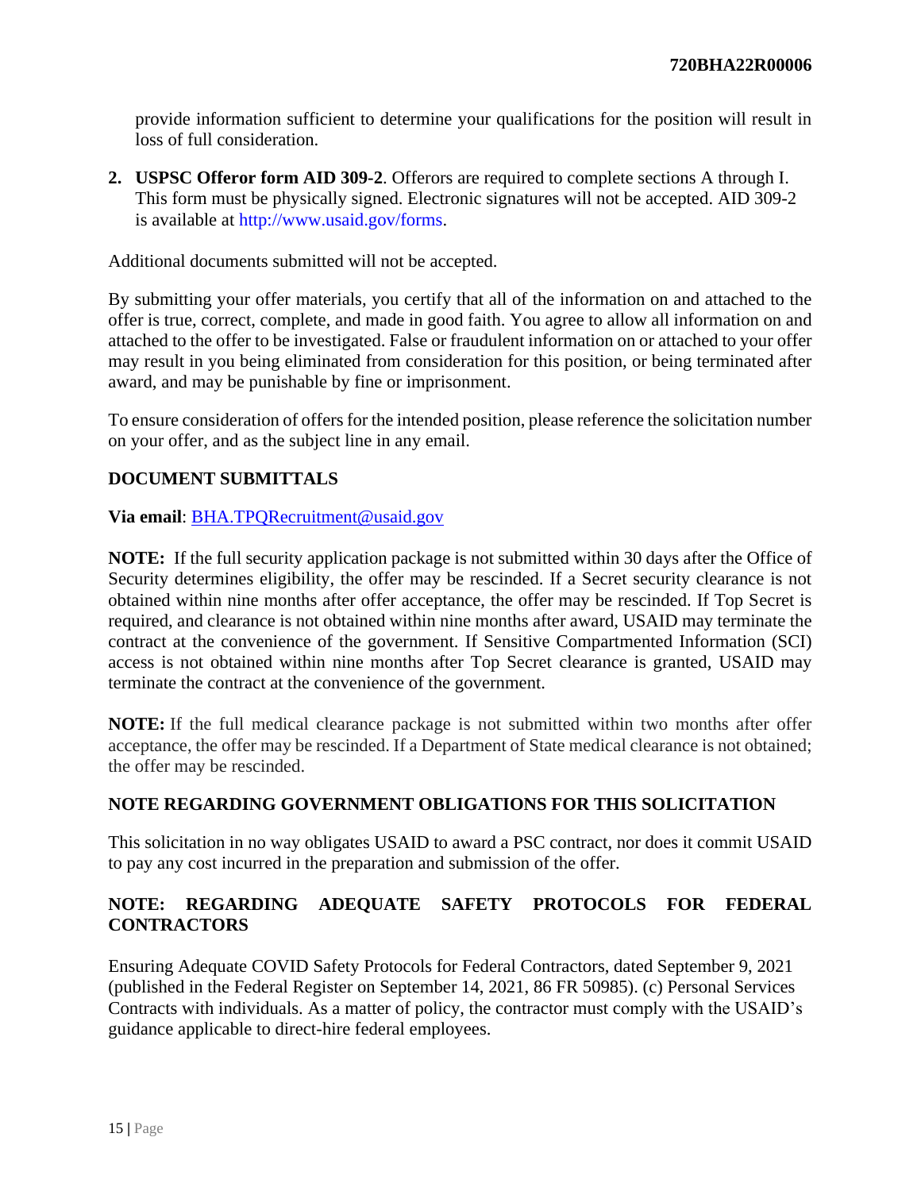provide information sufficient to determine your qualifications for the position will result in loss of full consideration.

2. **USPSC Offeror form AID 309-2**. Offerors are required to complete sections A through I. This form must be physically signed. Electronic signatures will not be accepted. AID 309-2 is available at http://www.usaid.gov/forms.

Additional documents submitted will not be accepted.

By submitting your offer materials, you certify that all of the information on and attached to the offer is true, correct, complete, and made in good faith. You agree to allow all information on and attached to the offer to be investigated. False or fraudulent information on or attached to your offer may result in you being eliminated from consideration for this position, or being terminated after award, and may be punishable by fine or imprisonment.

To ensure consideration of offers for the intended position, please reference the solicitation number on your offer, and as the subject line in any email.

**DOCUMENT SUBMITTALS**

**Via email**: BHA.TPQRecruitment@usaid.gov

**NOTE:** If the full security application package is not submitted within 30 days after the Office of Security determines eligibility, the offer may be rescinded. If a Secret security clearance is not obtained within nine months after offer acceptance, the offer may be rescinded. If Top Secret is required, and clearance is not obtained within nine months after award, USAID may terminate the contract at the convenience of the government. If Sensitive Compartmented Information (SCI) access is not obtained within nine months after Top Secret clearance is granted, USAID may terminate the contract at the convenience of the government.

**NOTE:** If the full medical clearance package is not submitted within two months after offer acceptance, the offer may be rescinded. If a Department of State medical clearance is not obtained; the offer may be rescinded.

**NOTE REGARDING GOVERNMENT OBLIGATIONS FOR THIS SOLICITATION**

This solicitation in no way obligates USAID to award a PSC contract, nor does it commit USAID to pay any cost incurred in the preparation and submission of the offer.

**NOTE: REGARDING ADEQUATE SAFETY PROTOCOLS FOR FEDERAL CONTRACTORS**

Ensuring Adequate COVID Safety Protocols for Federal Contractors, dated September 9, 2021 (published in the Federal Register on September 14, 2021, 86 FR 50985). (c) Personal Services Contracts with individuals. As a matter of policy, the contractor must comply with the USAID's guidance applicable to direct-hire federal employees.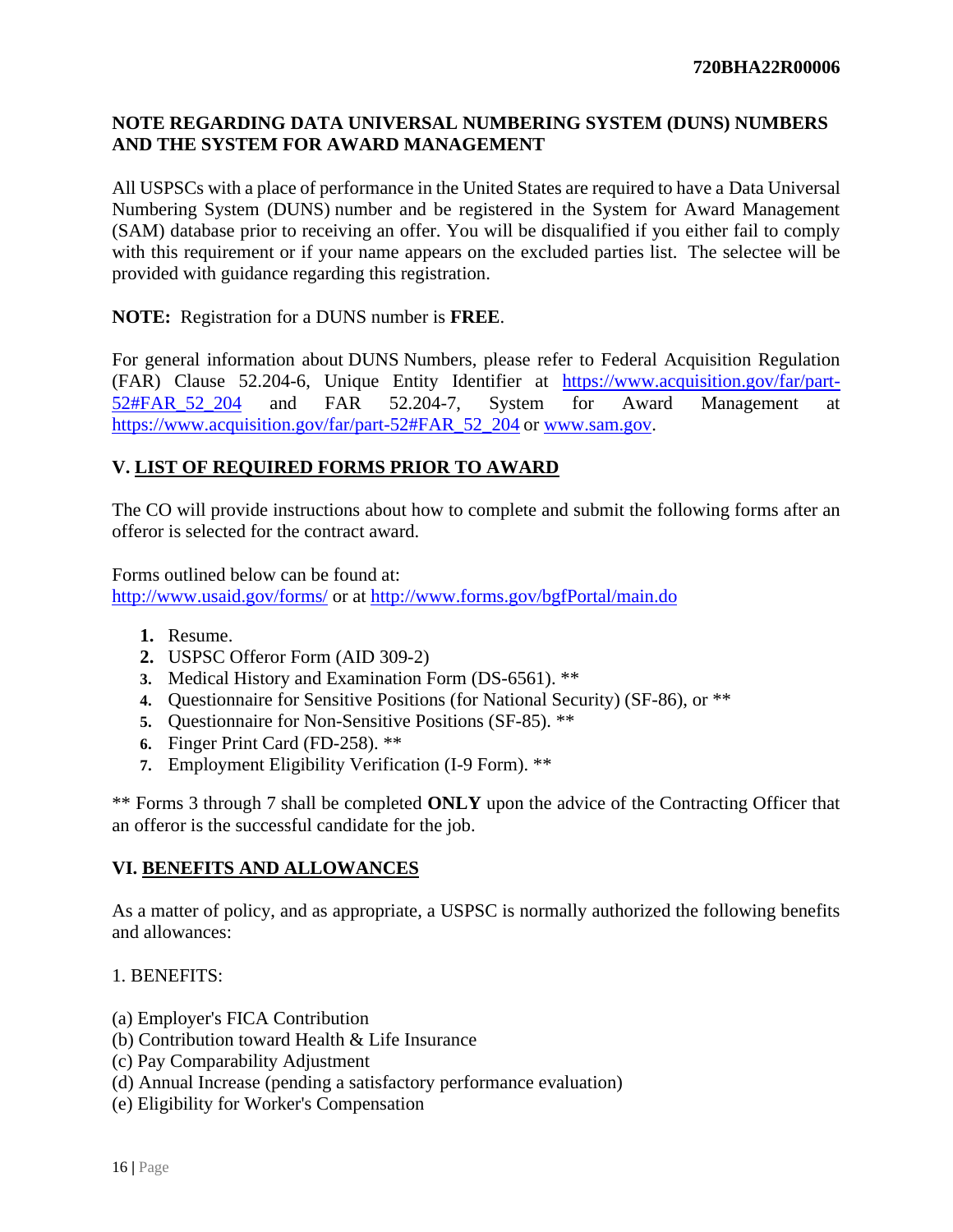**NOTE REGARDING DATA UNIVERSAL NUMBERING SYSTEM (DUNS) NUMBERS AND THE SYSTEM FOR AWARD MANAGEMENT**

All USPSCs with a place of performance in the United States are required to have a Data Universal Numbering System (DUNS) number and be registered in the System for Award Management (SAM) database prior to receiving an offer. You will be disqualified if you either fail to comply with this requirement or if your name appears on the excluded parties list. The selectee will be provided with guidance regarding this registration.

**NOTE:** Registration for a DUNS number is **FREE**.

For general information about DUNS Numbers, please refer to Federal Acquisition Regulation (FAR) Clause 52.204-6, Unique Entity Identifier at https://www.acquisition.gov/far/part-52#FAR_52_204 and FAR 52.204-7, System for Award Management at https://www.acquisition.gov/far/part-52#FAR_52_204 or www.sam.gov.

## V. LIST OF REQUIRED FORMS PRIOR TO AWARD

The CO will provide instructions about how to complete and submit the following forms after an offeror is selected for the contract award.

Forms outlined below can be found at:
http://www.usaid.gov/forms/ or at http://www.forms.gov/bgfPortal/main.do

1. Resume.
2. USPSC Offeror Form (AID 309-2)
3. Medical History and Examination Form (DS-6561). **
4. Questionnaire for Sensitive Positions (for National Security) (SF-86), or **
5. Questionnaire for Non-Sensitive Positions (SF-85). **
6. Finger Print Card (FD-258). **
7. Employment Eligibility Verification (I-9 Form). **

** Forms 3 through 7 shall be completed **ONLY** upon the advice of the Contracting Officer that an offeror is the successful candidate for the job.

## VI. BENEFITS AND ALLOWANCES

As a matter of policy, and as appropriate, a USPSC is normally authorized the following benefits and allowances:

1. BENEFITS:

(a) Employer's FICA Contribution
(b) Contribution toward Health & Life Insurance
(c) Pay Comparability Adjustment
(d) Annual Increase (pending a satisfactory performance evaluation)
(e) Eligibility for Worker's Compensation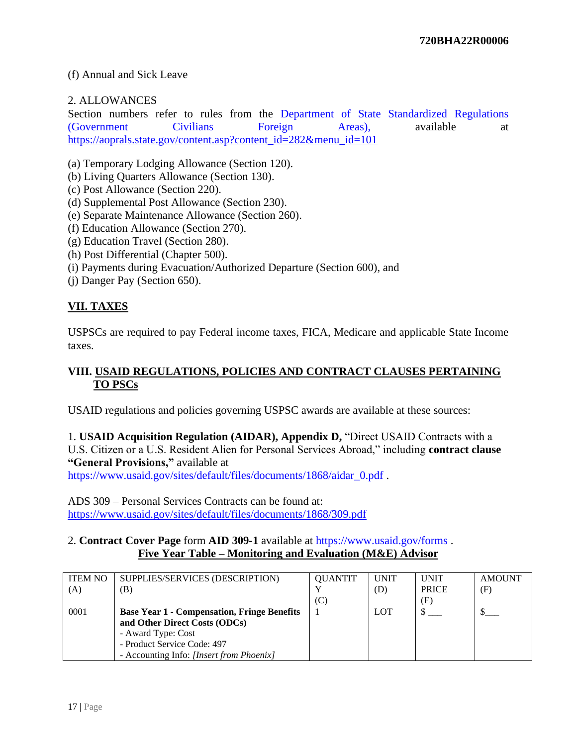(f) Annual and Sick Leave

2. ALLOWANCES

Section numbers refer to rules from the Department of State Standardized Regulations (Government Civilians Foreign Areas), available at https://aoprals.state.gov/content.asp?content_id=282&menu_id=101

(a) Temporary Lodging Allowance (Section 120).
(b) Living Quarters Allowance (Section 130).
(c) Post Allowance (Section 220).
(d) Supplemental Post Allowance (Section 230).
(e) Separate Maintenance Allowance (Section 260).
(f) Education Allowance (Section 270).
(g) Education Travel (Section 280).
(h) Post Differential (Chapter 500).
(i) Payments during Evacuation/Authorized Departure (Section 600), and
(j) Danger Pay (Section 650).

## VII. TAXES

USPSCs are required to pay Federal income taxes, FICA, Medicare and applicable State Income taxes.

## VIII. USAID REGULATIONS, POLICIES AND CONTRACT CLAUSES PERTAINING TO PSCs

USAID regulations and policies governing USPSC awards are available at these sources:

1. **USAID Acquisition Regulation (AIDAR), Appendix D,** "Direct USAID Contracts with a U.S. Citizen or a U.S. Resident Alien for Personal Services Abroad," including **contract clause "General Provisions,"** available at https://www.usaid.gov/sites/default/files/documents/1868/aidar_0.pdf .

ADS 309 – Personal Services Contracts can be found at: https://www.usaid.gov/sites/default/files/documents/1868/309.pdf

2. **Contract Cover Page** form **AID 309-1** available at https://www.usaid.gov/forms .

**Five Year Table – Monitoring and Evaluation (M&E) Advisor**

| ITEM NO (A) | SUPPLIES/SERVICES (DESCRIPTION) (B) | QUANTITY (C) | UNIT (D) | UNIT PRICE (E) | AMOUNT (F) |
|---|---|---|---|---|---|
| 0001 | **Base Year 1 - Compensation, Fringe Benefits and Other Direct Costs (ODCs)**<br>- Award Type: Cost<br>- Product Service Code: 497<br>- Accounting Info: *[Insert from Phoenix]* | 1 | LOT | $ ___ | $___ |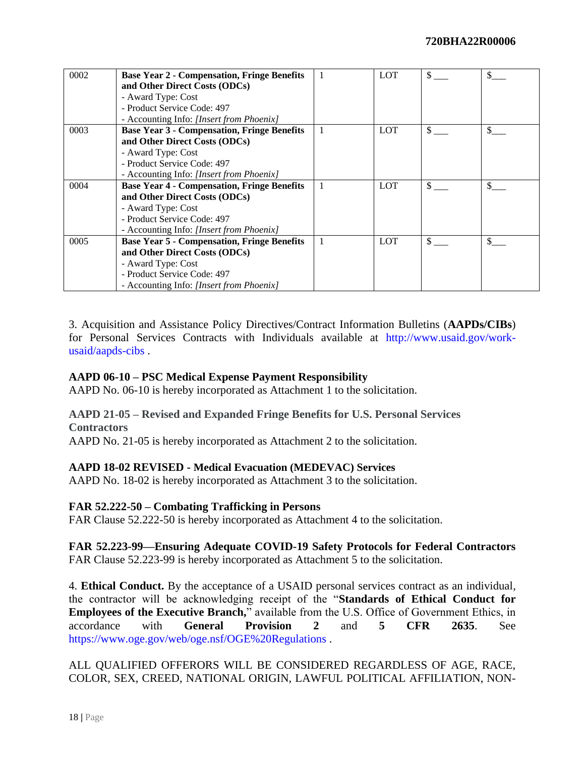| | | | | | |
|---|---|---|---|---|---|
| 0002 | **Base Year 2 - Compensation, Fringe Benefits and Other Direct Costs (ODCs)**<br>- Award Type: Cost<br>- Product Service Code: 497<br>- Accounting Info: *[Insert from Phoenix]* | 1 | LOT | $ ___ | $___ |
| 0003 | **Base Year 3 - Compensation, Fringe Benefits and Other Direct Costs (ODCs)**<br>- Award Type: Cost<br>- Product Service Code: 497<br>- Accounting Info: *[Insert from Phoenix]* | 1 | LOT | $ ___ | $___ |
| 0004 | **Base Year 4 - Compensation, Fringe Benefits and Other Direct Costs (ODCs)**<br>- Award Type: Cost<br>- Product Service Code: 497<br>- Accounting Info: *[Insert from Phoenix]* | 1 | LOT | $ ___ | $___ |
| 0005 | **Base Year 5 - Compensation, Fringe Benefits and Other Direct Costs (ODCs)**<br>- Award Type: Cost<br>- Product Service Code: 497<br>- Accounting Info: *[Insert from Phoenix]* | 1 | LOT | $ ___ | $___ |

3. Acquisition and Assistance Policy Directives/Contract Information Bulletins (**AAPDs/CIBs**) for Personal Services Contracts with Individuals available at http://www.usaid.gov/work-usaid/aapds-cibs .

**AAPD 06-10 – PSC Medical Expense Payment Responsibility**
AAPD No. 06-10 is hereby incorporated as Attachment 1 to the solicitation.

**AAPD 21-05 – Revised and Expanded Fringe Benefits for U.S. Personal Services Contractors**
AAPD No. 21-05 is hereby incorporated as Attachment 2 to the solicitation.

**AAPD 18-02 REVISED - Medical Evacuation (MEDEVAC) Services**
AAPD No. 18-02 is hereby incorporated as Attachment 3 to the solicitation.

**FAR 52.222-50 – Combating Trafficking in Persons**
FAR Clause 52.222-50 is hereby incorporated as Attachment 4 to the solicitation.

**FAR 52.223-99—Ensuring Adequate COVID-19 Safety Protocols for Federal Contractors**
FAR Clause 52.223-99 is hereby incorporated as Attachment 5 to the solicitation.

4. **Ethical Conduct.** By the acceptance of a USAID personal services contract as an individual, the contractor will be acknowledging receipt of the "**Standards of Ethical Conduct for Employees of the Executive Branch,**" available from the U.S. Office of Government Ethics, in accordance with **General Provision 2** and **5 CFR 2635**. See https://www.oge.gov/web/oge.nsf/OGE%20Regulations .

ALL QUALIFIED OFFERORS WILL BE CONSIDERED REGARDLESS OF AGE, RACE, COLOR, SEX, CREED, NATIONAL ORIGIN, LAWFUL POLITICAL AFFILIATION, NON-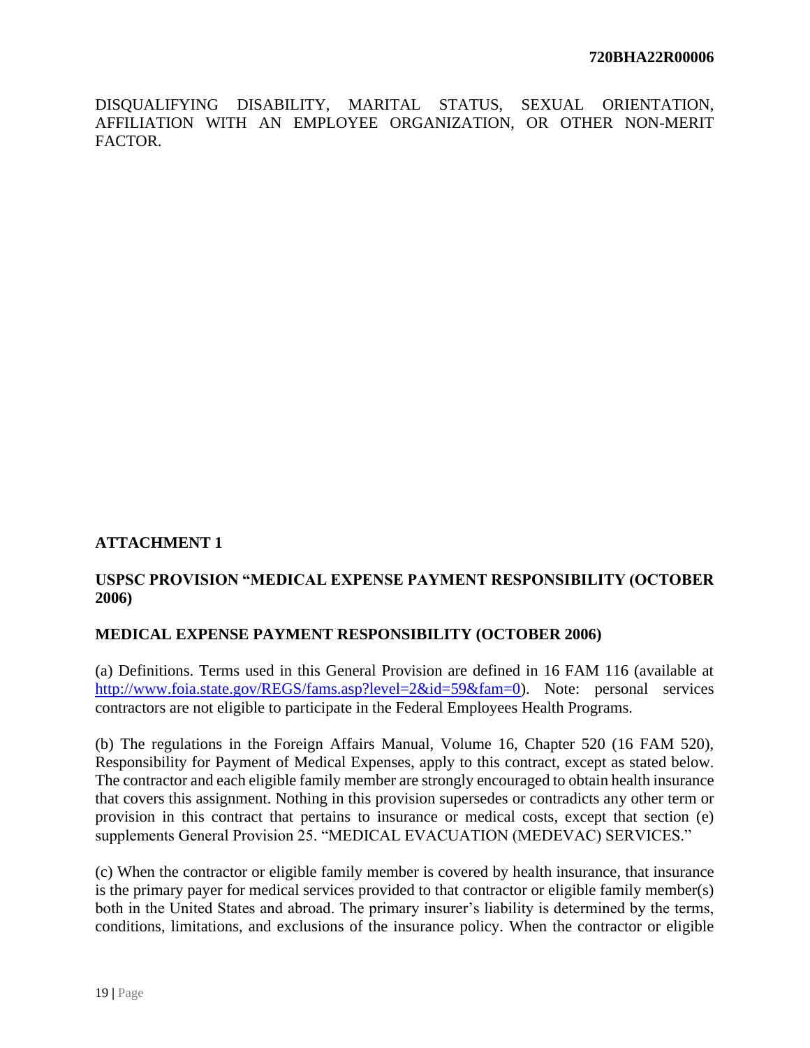DISQUALIFYING DISABILITY, MARITAL STATUS, SEXUAL ORIENTATION, AFFILIATION WITH AN EMPLOYEE ORGANIZATION, OR OTHER NON-MERIT FACTOR.

**ATTACHMENT 1**

**USPSC PROVISION "MEDICAL EXPENSE PAYMENT RESPONSIBILITY (OCTOBER 2006)**

**MEDICAL EXPENSE PAYMENT RESPONSIBILITY (OCTOBER 2006)**

(a) Definitions. Terms used in this General Provision are defined in 16 FAM 116 (available at [http://www.foia.state.gov/REGS/fams.asp?level=2&id=59&fam=0](http://www.foia.state.gov/REGS/fams.asp?level=2&id=59&fam=0)). Note: personal services contractors are not eligible to participate in the Federal Employees Health Programs.

(b) The regulations in the Foreign Affairs Manual, Volume 16, Chapter 520 (16 FAM 520), Responsibility for Payment of Medical Expenses, apply to this contract, except as stated below. The contractor and each eligible family member are strongly encouraged to obtain health insurance that covers this assignment. Nothing in this provision supersedes or contradicts any other term or provision in this contract that pertains to insurance or medical costs, except that section (e) supplements General Provision 25. "MEDICAL EVACUATION (MEDEVAC) SERVICES."

(c) When the contractor or eligible family member is covered by health insurance, that insurance is the primary payer for medical services provided to that contractor or eligible family member(s) both in the United States and abroad. The primary insurer's liability is determined by the terms, conditions, limitations, and exclusions of the insurance policy. When the contractor or eligible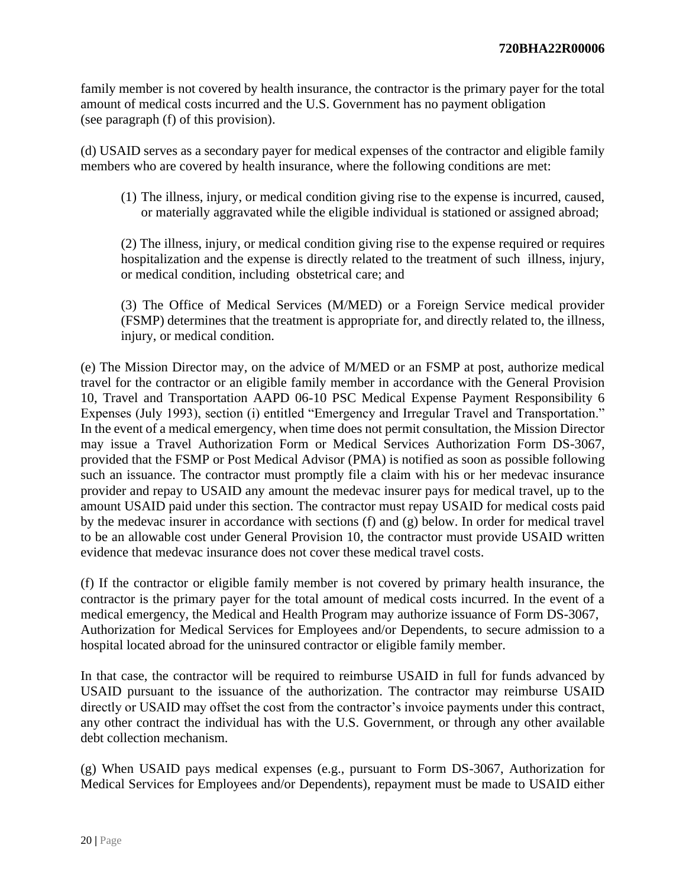family member is not covered by health insurance, the contractor is the primary payer for the total amount of medical costs incurred and the U.S. Government has no payment obligation (see paragraph (f) of this provision).

(d) USAID serves as a secondary payer for medical expenses of the contractor and eligible family members who are covered by health insurance, where the following conditions are met:

(1) The illness, injury, or medical condition giving rise to the expense is incurred, caused, or materially aggravated while the eligible individual is stationed or assigned abroad;

(2) The illness, injury, or medical condition giving rise to the expense required or requires hospitalization and the expense is directly related to the treatment of such illness, injury, or medical condition, including obstetrical care; and

(3) The Office of Medical Services (M/MED) or a Foreign Service medical provider (FSMP) determines that the treatment is appropriate for, and directly related to, the illness, injury, or medical condition.

(e) The Mission Director may, on the advice of M/MED or an FSMP at post, authorize medical travel for the contractor or an eligible family member in accordance with the General Provision 10, Travel and Transportation AAPD 06-10 PSC Medical Expense Payment Responsibility 6 Expenses (July 1993), section (i) entitled "Emergency and Irregular Travel and Transportation." In the event of a medical emergency, when time does not permit consultation, the Mission Director may issue a Travel Authorization Form or Medical Services Authorization Form DS-3067, provided that the FSMP or Post Medical Advisor (PMA) is notified as soon as possible following such an issuance. The contractor must promptly file a claim with his or her medevac insurance provider and repay to USAID any amount the medevac insurer pays for medical travel, up to the amount USAID paid under this section. The contractor must repay USAID for medical costs paid by the medevac insurer in accordance with sections (f) and (g) below. In order for medical travel to be an allowable cost under General Provision 10, the contractor must provide USAID written evidence that medevac insurance does not cover these medical travel costs.

(f) If the contractor or eligible family member is not covered by primary health insurance, the contractor is the primary payer for the total amount of medical costs incurred. In the event of a medical emergency, the Medical and Health Program may authorize issuance of Form DS-3067, Authorization for Medical Services for Employees and/or Dependents, to secure admission to a hospital located abroad for the uninsured contractor or eligible family member.

In that case, the contractor will be required to reimburse USAID in full for funds advanced by USAID pursuant to the issuance of the authorization. The contractor may reimburse USAID directly or USAID may offset the cost from the contractor's invoice payments under this contract, any other contract the individual has with the U.S. Government, or through any other available debt collection mechanism.

(g) When USAID pays medical expenses (e.g., pursuant to Form DS-3067, Authorization for Medical Services for Employees and/or Dependents), repayment must be made to USAID either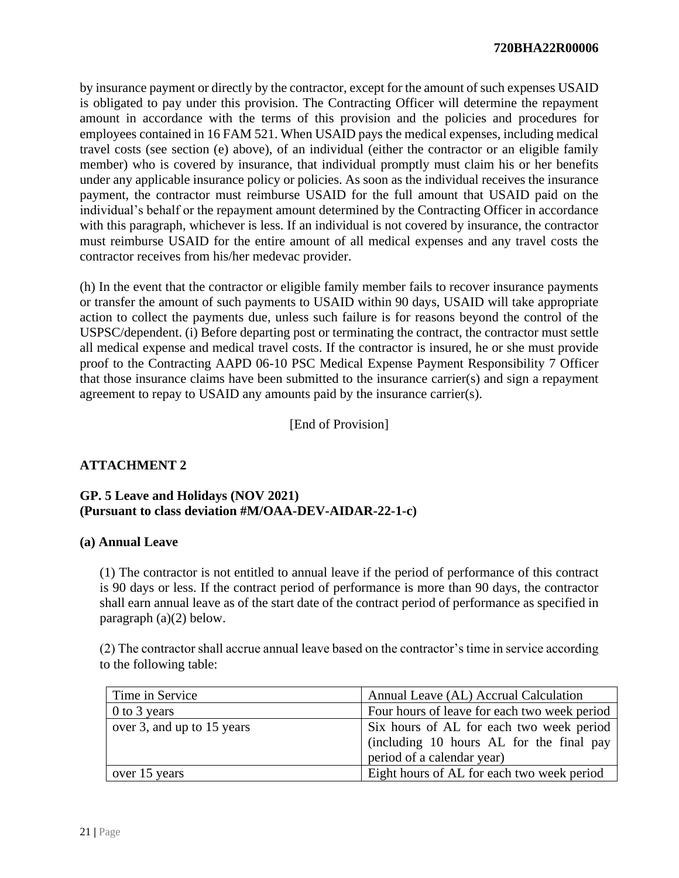by insurance payment or directly by the contractor, except for the amount of such expenses USAID is obligated to pay under this provision. The Contracting Officer will determine the repayment amount in accordance with the terms of this provision and the policies and procedures for employees contained in 16 FAM 521. When USAID pays the medical expenses, including medical travel costs (see section (e) above), of an individual (either the contractor or an eligible family member) who is covered by insurance, that individual promptly must claim his or her benefits under any applicable insurance policy or policies. As soon as the individual receives the insurance payment, the contractor must reimburse USAID for the full amount that USAID paid on the individual's behalf or the repayment amount determined by the Contracting Officer in accordance with this paragraph, whichever is less. If an individual is not covered by insurance, the contractor must reimburse USAID for the entire amount of all medical expenses and any travel costs the contractor receives from his/her medevac provider.

(h) In the event that the contractor or eligible family member fails to recover insurance payments or transfer the amount of such payments to USAID within 90 days, USAID will take appropriate action to collect the payments due, unless such failure is for reasons beyond the control of the USPSC/dependent. (i) Before departing post or terminating the contract, the contractor must settle all medical expense and medical travel costs. If the contractor is insured, he or she must provide proof to the Contracting AAPD 06-10 PSC Medical Expense Payment Responsibility 7 Officer that those insurance claims have been submitted to the insurance carrier(s) and sign a repayment agreement to repay to USAID any amounts paid by the insurance carrier(s).

[End of Provision]

## ATTACHMENT 2

### GP. 5 Leave and Holidays (NOV 2021)
### (Pursuant to class deviation #M/OAA-DEV-AIDAR-22-1-c)

#### (a) Annual Leave

(1) The contractor is not entitled to annual leave if the period of performance of this contract is 90 days or less. If the contract period of performance is more than 90 days, the contractor shall earn annual leave as of the start date of the contract period of performance as specified in paragraph (a)(2) below.

(2) The contractor shall accrue annual leave based on the contractor's time in service according to the following table:

| Time in Service | Annual Leave (AL) Accrual Calculation |
|---|---|
| 0 to 3 years | Four hours of leave for each two week period |
| over 3, and up to 15 years | Six hours of AL for each two week period (including 10 hours AL for the final pay period of a calendar year) |
| over 15 years | Eight hours of AL for each two week period |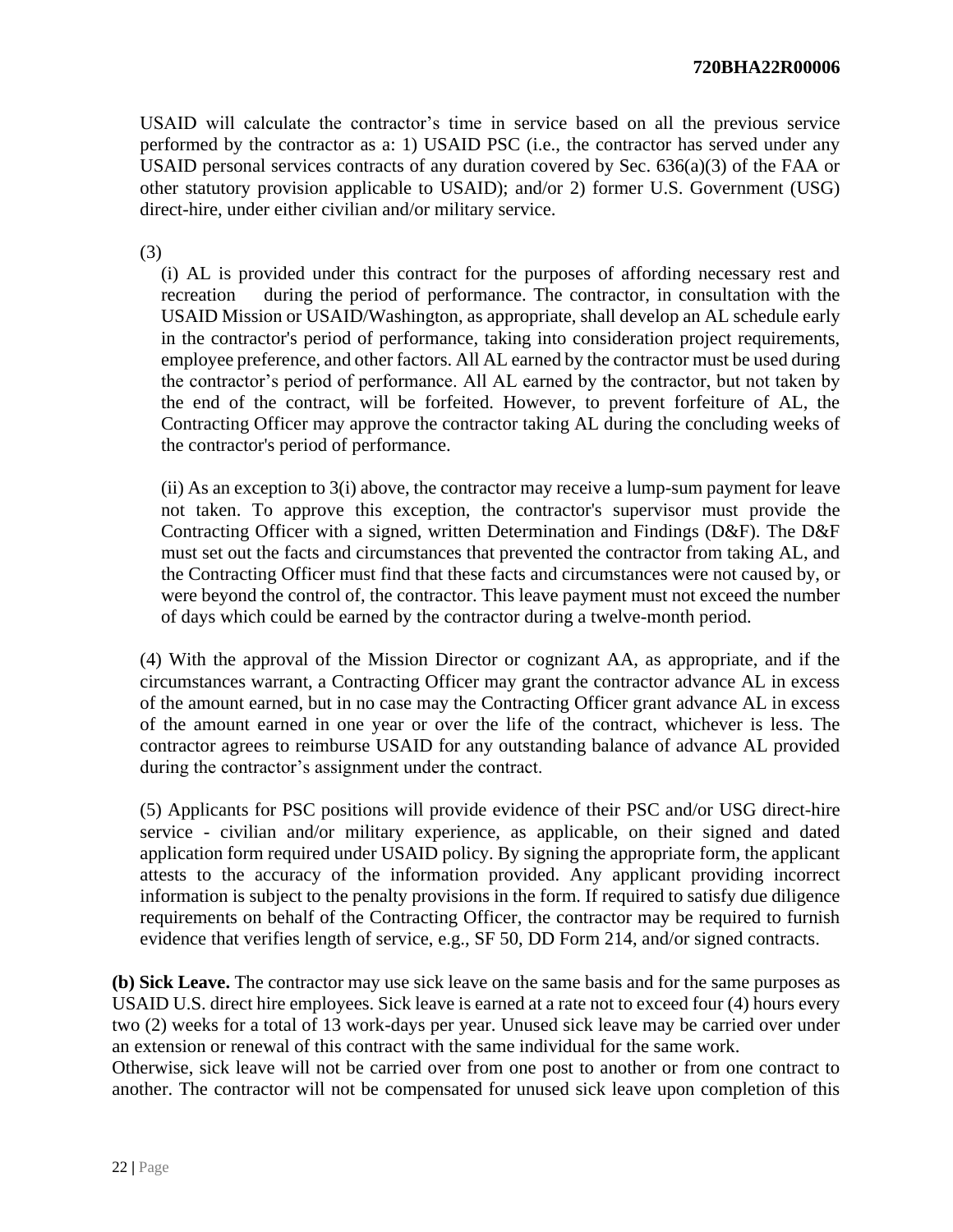USAID will calculate the contractor's time in service based on all the previous service performed by the contractor as a: 1) USAID PSC (i.e., the contractor has served under any USAID personal services contracts of any duration covered by Sec. 636(a)(3) of the FAA or other statutory provision applicable to USAID); and/or 2) former U.S. Government (USG) direct-hire, under either civilian and/or military service.

(3)

(i) AL is provided under this contract for the purposes of affording necessary rest and recreation during the period of performance. The contractor, in consultation with the USAID Mission or USAID/Washington, as appropriate, shall develop an AL schedule early in the contractor's period of performance, taking into consideration project requirements, employee preference, and other factors. All AL earned by the contractor must be used during the contractor's period of performance. All AL earned by the contractor, but not taken by the end of the contract, will be forfeited. However, to prevent forfeiture of AL, the Contracting Officer may approve the contractor taking AL during the concluding weeks of the contractor's period of performance.

(ii) As an exception to 3(i) above, the contractor may receive a lump-sum payment for leave not taken. To approve this exception, the contractor's supervisor must provide the Contracting Officer with a signed, written Determination and Findings (D&F). The D&F must set out the facts and circumstances that prevented the contractor from taking AL, and the Contracting Officer must find that these facts and circumstances were not caused by, or were beyond the control of, the contractor. This leave payment must not exceed the number of days which could be earned by the contractor during a twelve-month period.

(4) With the approval of the Mission Director or cognizant AA, as appropriate, and if the circumstances warrant, a Contracting Officer may grant the contractor advance AL in excess of the amount earned, but in no case may the Contracting Officer grant advance AL in excess of the amount earned in one year or over the life of the contract, whichever is less. The contractor agrees to reimburse USAID for any outstanding balance of advance AL provided during the contractor's assignment under the contract.

(5) Applicants for PSC positions will provide evidence of their PSC and/or USG direct-hire service - civilian and/or military experience, as applicable, on their signed and dated application form required under USAID policy. By signing the appropriate form, the applicant attests to the accuracy of the information provided. Any applicant providing incorrect information is subject to the penalty provisions in the form. If required to satisfy due diligence requirements on behalf of the Contracting Officer, the contractor may be required to furnish evidence that verifies length of service, e.g., SF 50, DD Form 214, and/or signed contracts.

**(b) Sick Leave.** The contractor may use sick leave on the same basis and for the same purposes as USAID U.S. direct hire employees. Sick leave is earned at a rate not to exceed four (4) hours every two (2) weeks for a total of 13 work-days per year. Unused sick leave may be carried over under an extension or renewal of this contract with the same individual for the same work.
Otherwise, sick leave will not be carried over from one post to another or from one contract to another. The contractor will not be compensated for unused sick leave upon completion of this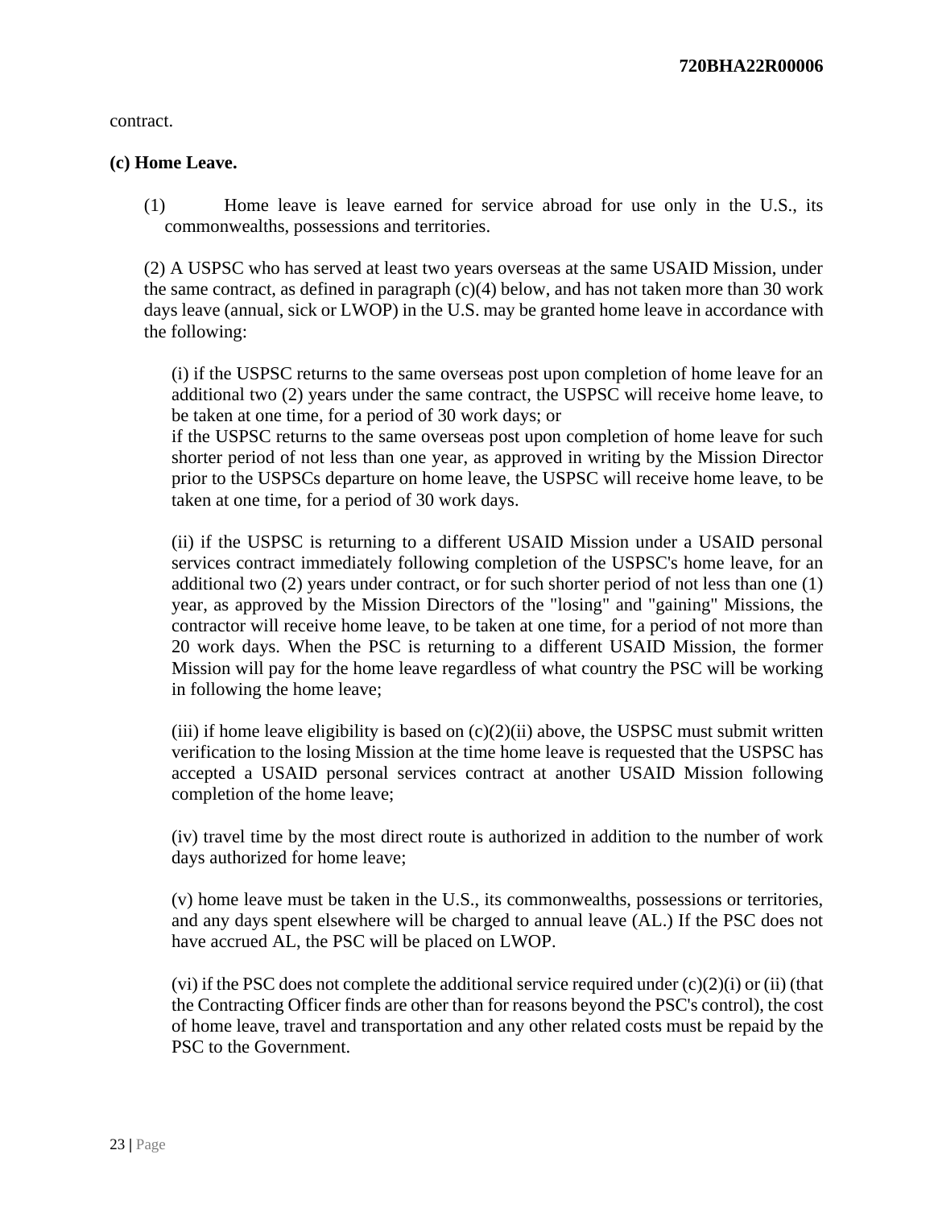contract.

**(c) Home Leave.**

(1) Home leave is leave earned for service abroad for use only in the U.S., its commonwealths, possessions and territories.

(2) A USPSC who has served at least two years overseas at the same USAID Mission, under the same contract, as defined in paragraph (c)(4) below, and has not taken more than 30 work days leave (annual, sick or LWOP) in the U.S. may be granted home leave in accordance with the following:

(i) if the USPSC returns to the same overseas post upon completion of home leave for an additional two (2) years under the same contract, the USPSC will receive home leave, to be taken at one time, for a period of 30 work days; or
if the USPSC returns to the same overseas post upon completion of home leave for such shorter period of not less than one year, as approved in writing by the Mission Director prior to the USPSCs departure on home leave, the USPSC will receive home leave, to be taken at one time, for a period of 30 work days.

(ii) if the USPSC is returning to a different USAID Mission under a USAID personal services contract immediately following completion of the USPSC's home leave, for an additional two (2) years under contract, or for such shorter period of not less than one (1) year, as approved by the Mission Directors of the "losing" and "gaining" Missions, the contractor will receive home leave, to be taken at one time, for a period of not more than 20 work days. When the PSC is returning to a different USAID Mission, the former Mission will pay for the home leave regardless of what country the PSC will be working in following the home leave;

(iii) if home leave eligibility is based on (c)(2)(ii) above, the USPSC must submit written verification to the losing Mission at the time home leave is requested that the USPSC has accepted a USAID personal services contract at another USAID Mission following completion of the home leave;

(iv) travel time by the most direct route is authorized in addition to the number of work days authorized for home leave;

(v) home leave must be taken in the U.S., its commonwealths, possessions or territories, and any days spent elsewhere will be charged to annual leave (AL.) If the PSC does not have accrued AL, the PSC will be placed on LWOP.

(vi) if the PSC does not complete the additional service required under (c)(2)(i) or (ii) (that the Contracting Officer finds are other than for reasons beyond the PSC's control), the cost of home leave, travel and transportation and any other related costs must be repaid by the PSC to the Government.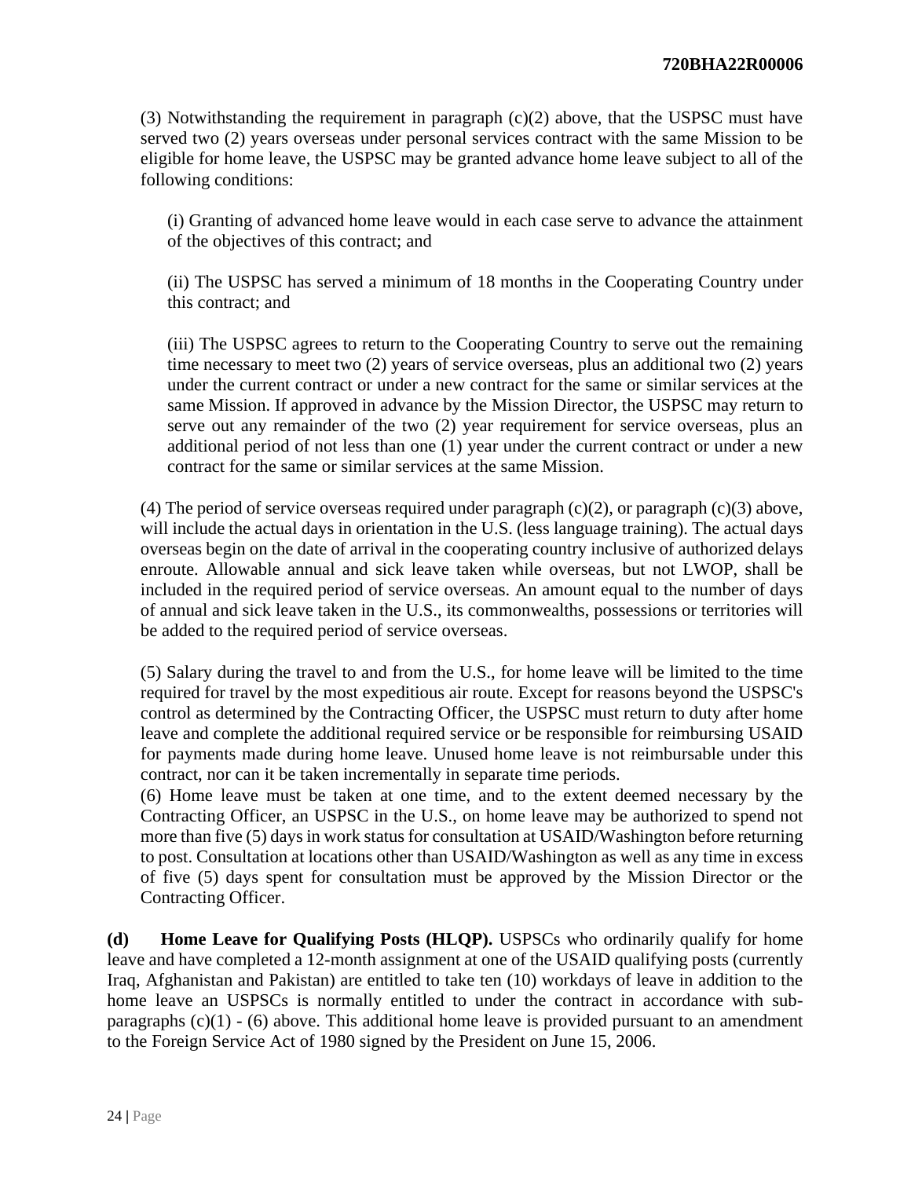(3) Notwithstanding the requirement in paragraph (c)(2) above, that the USPSC must have served two (2) years overseas under personal services contract with the same Mission to be eligible for home leave, the USPSC may be granted advance home leave subject to all of the following conditions:

(i) Granting of advanced home leave would in each case serve to advance the attainment of the objectives of this contract; and

(ii) The USPSC has served a minimum of 18 months in the Cooperating Country under this contract; and

(iii) The USPSC agrees to return to the Cooperating Country to serve out the remaining time necessary to meet two (2) years of service overseas, plus an additional two (2) years under the current contract or under a new contract for the same or similar services at the same Mission. If approved in advance by the Mission Director, the USPSC may return to serve out any remainder of the two (2) year requirement for service overseas, plus an additional period of not less than one (1) year under the current contract or under a new contract for the same or similar services at the same Mission.

(4) The period of service overseas required under paragraph (c)(2), or paragraph (c)(3) above, will include the actual days in orientation in the U.S. (less language training). The actual days overseas begin on the date of arrival in the cooperating country inclusive of authorized delays enroute. Allowable annual and sick leave taken while overseas, but not LWOP, shall be included in the required period of service overseas. An amount equal to the number of days of annual and sick leave taken in the U.S., its commonwealths, possessions or territories will be added to the required period of service overseas.

(5) Salary during the travel to and from the U.S., for home leave will be limited to the time required for travel by the most expeditious air route. Except for reasons beyond the USPSC's control as determined by the Contracting Officer, the USPSC must return to duty after home leave and complete the additional required service or be responsible for reimbursing USAID for payments made during home leave. Unused home leave is not reimbursable under this contract, nor can it be taken incrementally in separate time periods.

(6) Home leave must be taken at one time, and to the extent deemed necessary by the Contracting Officer, an USPSC in the U.S., on home leave may be authorized to spend not more than five (5) days in work status for consultation at USAID/Washington before returning to post. Consultation at locations other than USAID/Washington as well as any time in excess of five (5) days spent for consultation must be approved by the Mission Director or the Contracting Officer.

**(d) Home Leave for Qualifying Posts (HLQP).** USPSCs who ordinarily qualify for home leave and have completed a 12-month assignment at one of the USAID qualifying posts (currently Iraq, Afghanistan and Pakistan) are entitled to take ten (10) workdays of leave in addition to the home leave an USPSCs is normally entitled to under the contract in accordance with sub-paragraphs (c)(1) - (6) above. This additional home leave is provided pursuant to an amendment to the Foreign Service Act of 1980 signed by the President on June 15, 2006.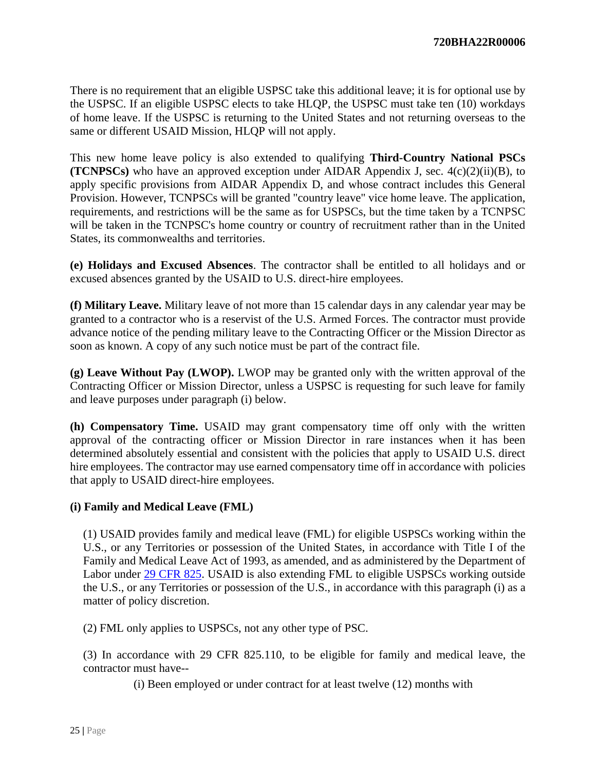There is no requirement that an eligible USPSC take this additional leave; it is for optional use by the USPSC. If an eligible USPSC elects to take HLQP, the USPSC must take ten (10) workdays of home leave. If the USPSC is returning to the United States and not returning overseas to the same or different USAID Mission, HLQP will not apply.

This new home leave policy is also extended to qualifying **Third-Country National PSCs (TCNPSCs)** who have an approved exception under AIDAR Appendix J, sec. 4(c)(2)(ii)(B), to apply specific provisions from AIDAR Appendix D, and whose contract includes this General Provision. However, TCNPSCs will be granted "country leave" vice home leave. The application, requirements, and restrictions will be the same as for USPSCs, but the time taken by a TCNPSC will be taken in the TCNPSC's home country or country of recruitment rather than in the United States, its commonwealths and territories.

**(e) Holidays and Excused Absences**. The contractor shall be entitled to all holidays and or excused absences granted by the USAID to U.S. direct-hire employees.

**(f) Military Leave.** Military leave of not more than 15 calendar days in any calendar year may be granted to a contractor who is a reservist of the U.S. Armed Forces. The contractor must provide advance notice of the pending military leave to the Contracting Officer or the Mission Director as soon as known. A copy of any such notice must be part of the contract file.

**(g) Leave Without Pay (LWOP).** LWOP may be granted only with the written approval of the Contracting Officer or Mission Director, unless a USPSC is requesting for such leave for family and leave purposes under paragraph (i) below.

**(h) Compensatory Time.** USAID may grant compensatory time off only with the written approval of the contracting officer or Mission Director in rare instances when it has been determined absolutely essential and consistent with the policies that apply to USAID U.S. direct hire employees. The contractor may use earned compensatory time off in accordance with policies that apply to USAID direct-hire employees.

**(i) Family and Medical Leave (FML)**

(1) USAID provides family and medical leave (FML) for eligible USPSCs working within the U.S., or any Territories or possession of the United States, in accordance with Title I of the Family and Medical Leave Act of 1993, as amended, and as administered by the Department of Labor under [29 CFR 825](). USAID is also extending FML to eligible USPSCs working outside the U.S., or any Territories or possession of the U.S., in accordance with this paragraph (i) as a matter of policy discretion.

(2) FML only applies to USPSCs, not any other type of PSC.

(3) In accordance with 29 CFR 825.110, to be eligible for family and medical leave, the contractor must have--

(i) Been employed or under contract for at least twelve (12) months with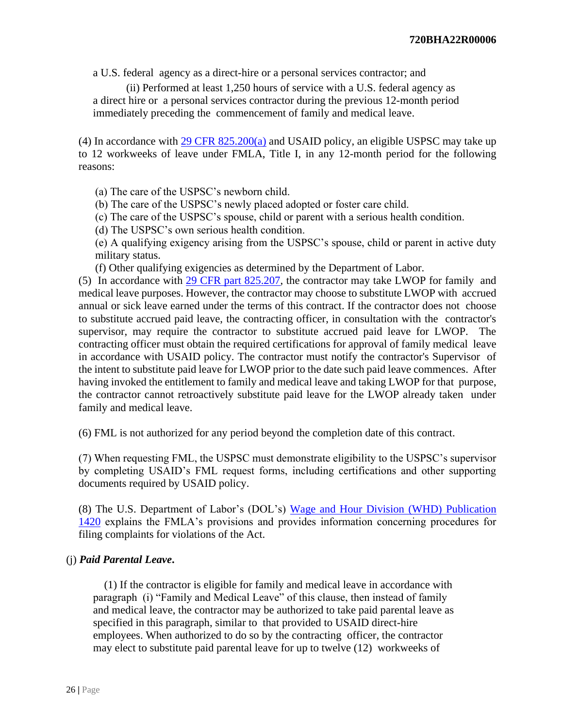a U.S. federal agency as a direct-hire or a personal services contractor; and

(ii) Performed at least 1,250 hours of service with a U.S. federal agency as a direct hire or a personal services contractor during the previous 12-month period immediately preceding the commencement of family and medical leave.

(4) In accordance with [29 CFR 825.200(a)]() and USAID policy, an eligible USPSC may take up to 12 workweeks of leave under FMLA, Title I, in any 12-month period for the following reasons:

(a) The care of the USPSC's newborn child.
(b) The care of the USPSC's newly placed adopted or foster care child.
(c) The care of the USPSC's spouse, child or parent with a serious health condition.
(d) The USPSC's own serious health condition.
(e) A qualifying exigency arising from the USPSC's spouse, child or parent in active duty military status.
(f) Other qualifying exigencies as determined by the Department of Labor.

(5) In accordance with [29 CFR part 825.207](), the contractor may take LWOP for family and medical leave purposes. However, the contractor may choose to substitute LWOP with accrued annual or sick leave earned under the terms of this contract. If the contractor does not choose to substitute accrued paid leave, the contracting officer, in consultation with the contractor's supervisor, may require the contractor to substitute accrued paid leave for LWOP. The contracting officer must obtain the required certifications for approval of family medical leave in accordance with USAID policy. The contractor must notify the contractor's Supervisor of the intent to substitute paid leave for LWOP prior to the date such paid leave commences. After having invoked the entitlement to family and medical leave and taking LWOP for that purpose, the contractor cannot retroactively substitute paid leave for the LWOP already taken under family and medical leave.

(6) FML is not authorized for any period beyond the completion date of this contract.

(7) When requesting FML, the USPSC must demonstrate eligibility to the USPSC's supervisor by completing USAID's FML request forms, including certifications and other supporting documents required by USAID policy.

(8) The U.S. Department of Labor's (DOL's) [Wage and Hour Division (WHD) Publication 1420]() explains the FMLA's provisions and provides information concerning procedures for filing complaints for violations of the Act.

(j) ***Paid Parental Leave*.**

(1) If the contractor is eligible for family and medical leave in accordance with paragraph (i) "Family and Medical Leave" of this clause, then instead of family and medical leave, the contractor may be authorized to take paid parental leave as specified in this paragraph, similar to that provided to USAID direct-hire employees. When authorized to do so by the contracting officer, the contractor may elect to substitute paid parental leave for up to twelve (12) workweeks of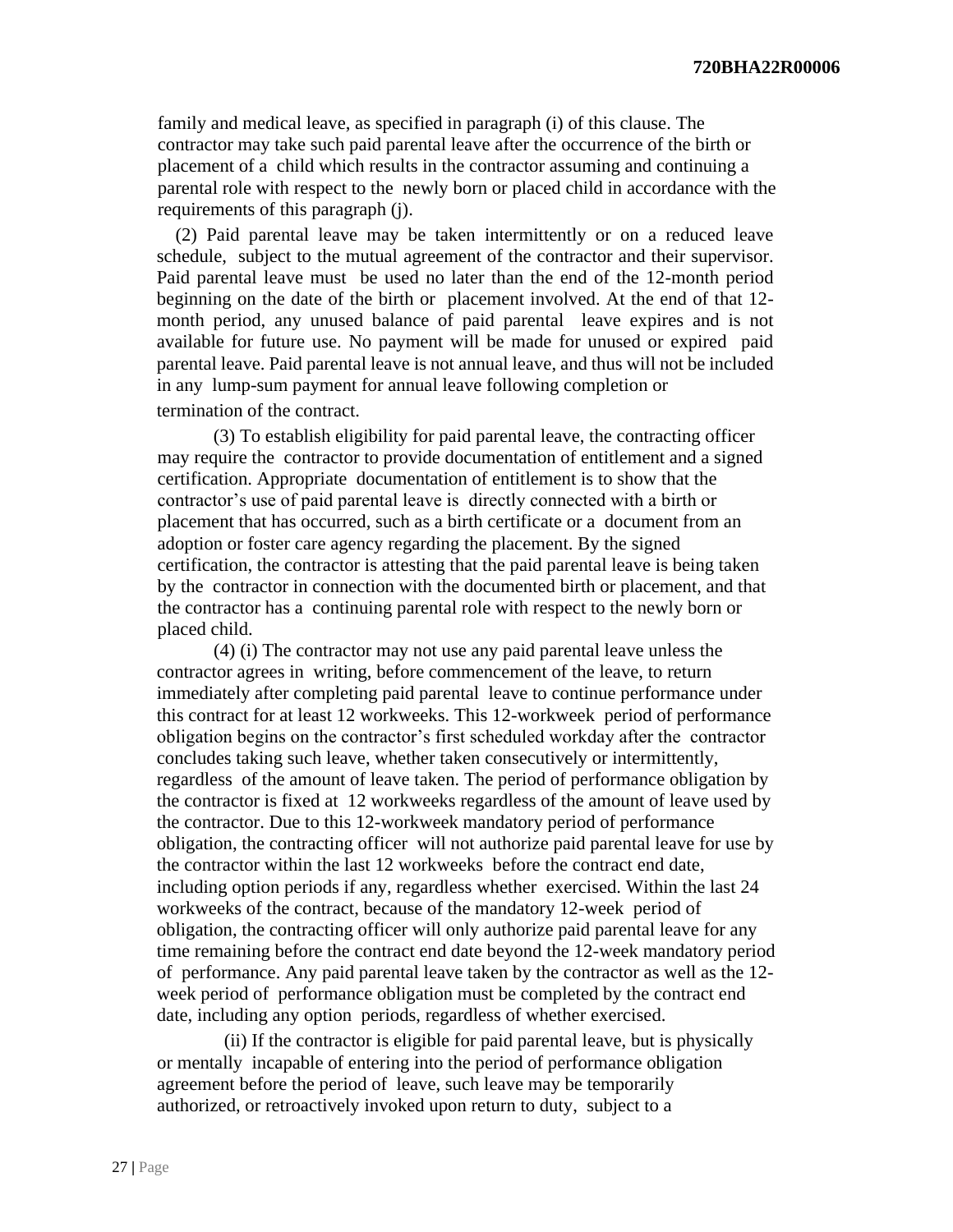family and medical leave, as specified in paragraph (i) of this clause. The contractor may take such paid parental leave after the occurrence of the birth or placement of a child which results in the contractor assuming and continuing a parental role with respect to the newly born or placed child in accordance with the requirements of this paragraph (j).

(2) Paid parental leave may be taken intermittently or on a reduced leave schedule, subject to the mutual agreement of the contractor and their supervisor. Paid parental leave must be used no later than the end of the 12-month period beginning on the date of the birth or placement involved. At the end of that 12-month period, any unused balance of paid parental leave expires and is not available for future use. No payment will be made for unused or expired paid parental leave. Paid parental leave is not annual leave, and thus will not be included in any lump-sum payment for annual leave following completion or termination of the contract.

(3) To establish eligibility for paid parental leave, the contracting officer may require the contractor to provide documentation of entitlement and a signed certification. Appropriate documentation of entitlement is to show that the contractor's use of paid parental leave is directly connected with a birth or placement that has occurred, such as a birth certificate or a document from an adoption or foster care agency regarding the placement. By the signed certification, the contractor is attesting that the paid parental leave is being taken by the contractor in connection with the documented birth or placement, and that the contractor has a continuing parental role with respect to the newly born or placed child.

(4) (i) The contractor may not use any paid parental leave unless the contractor agrees in writing, before commencement of the leave, to return immediately after completing paid parental leave to continue performance under this contract for at least 12 workweeks. This 12-workweek period of performance obligation begins on the contractor's first scheduled workday after the contractor concludes taking such leave, whether taken consecutively or intermittently, regardless of the amount of leave taken. The period of performance obligation by the contractor is fixed at 12 workweeks regardless of the amount of leave used by the contractor. Due to this 12-workweek mandatory period of performance obligation, the contracting officer will not authorize paid parental leave for use by the contractor within the last 12 workweeks before the contract end date, including option periods if any, regardless whether exercised. Within the last 24 workweeks of the contract, because of the mandatory 12-week period of obligation, the contracting officer will only authorize paid parental leave for any time remaining before the contract end date beyond the 12-week mandatory period of performance. Any paid parental leave taken by the contractor as well as the 12-week period of performance obligation must be completed by the contract end date, including any option periods, regardless of whether exercised.

(ii) If the contractor is eligible for paid parental leave, but is physically or mentally incapable of entering into the period of performance obligation agreement before the period of leave, such leave may be temporarily authorized, or retroactively invoked upon return to duty, subject to a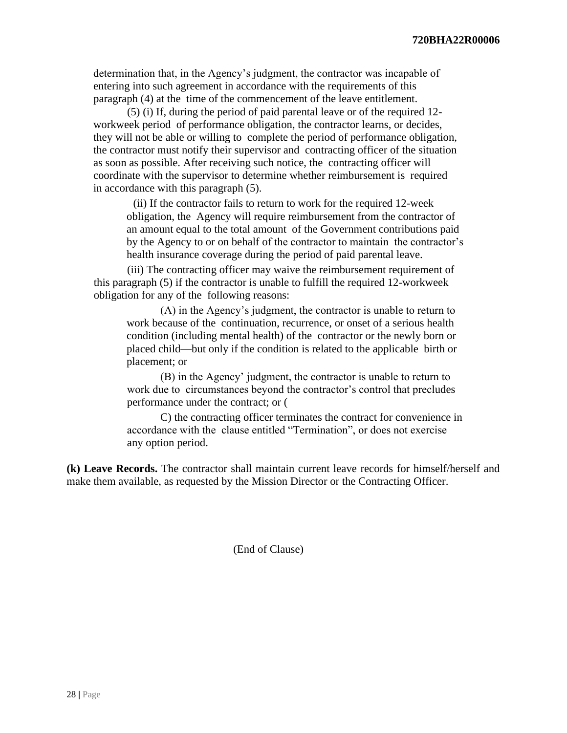determination that, in the Agency's judgment, the contractor was incapable of entering into such agreement in accordance with the requirements of this paragraph (4) at the time of the commencement of the leave entitlement.

(5) (i) If, during the period of paid parental leave or of the required 12-workweek period of performance obligation, the contractor learns, or decides, they will not be able or willing to complete the period of performance obligation, the contractor must notify their supervisor and contracting officer of the situation as soon as possible. After receiving such notice, the contracting officer will coordinate with the supervisor to determine whether reimbursement is required in accordance with this paragraph (5).

(ii) If the contractor fails to return to work for the required 12-week obligation, the Agency will require reimbursement from the contractor of an amount equal to the total amount of the Government contributions paid by the Agency to or on behalf of the contractor to maintain the contractor's health insurance coverage during the period of paid parental leave.

(iii) The contracting officer may waive the reimbursement requirement of this paragraph (5) if the contractor is unable to fulfill the required 12-workweek obligation for any of the following reasons:

(A) in the Agency's judgment, the contractor is unable to return to work because of the continuation, recurrence, or onset of a serious health condition (including mental health) of the contractor or the newly born or placed child—but only if the condition is related to the applicable birth or placement; or

(B) in the Agency' judgment, the contractor is unable to return to work due to circumstances beyond the contractor's control that precludes performance under the contract; or (

C) the contracting officer terminates the contract for convenience in accordance with the clause entitled "Termination", or does not exercise any option period.

**(k) Leave Records.** The contractor shall maintain current leave records for himself/herself and make them available, as requested by the Mission Director or the Contracting Officer.

(End of Clause)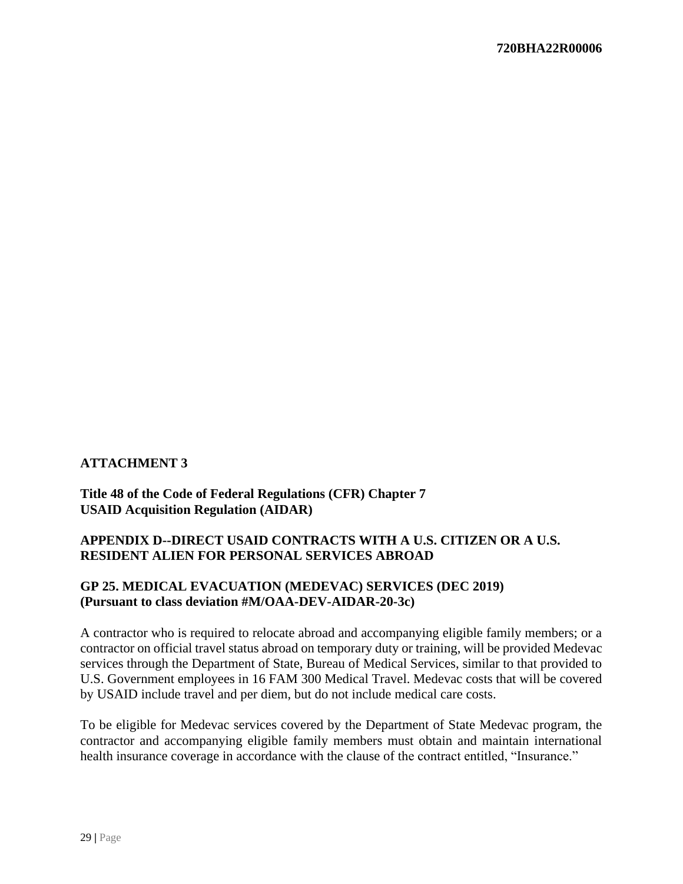**ATTACHMENT 3**

**Title 48 of the Code of Federal Regulations (CFR) Chapter 7**
**USAID Acquisition Regulation (AIDAR)**

**APPENDIX D--DIRECT USAID CONTRACTS WITH A U.S. CITIZEN OR A U.S. RESIDENT ALIEN FOR PERSONAL SERVICES ABROAD**

**GP 25. MEDICAL EVACUATION (MEDEVAC) SERVICES (DEC 2019)**
**(Pursuant to class deviation #M/OAA-DEV-AIDAR-20-3c)**

A contractor who is required to relocate abroad and accompanying eligible family members; or a contractor on official travel status abroad on temporary duty or training, will be provided Medevac services through the Department of State, Bureau of Medical Services, similar to that provided to U.S. Government employees in 16 FAM 300 Medical Travel. Medevac costs that will be covered by USAID include travel and per diem, but do not include medical care costs.

To be eligible for Medevac services covered by the Department of State Medevac program, the contractor and accompanying eligible family members must obtain and maintain international health insurance coverage in accordance with the clause of the contract entitled, "Insurance."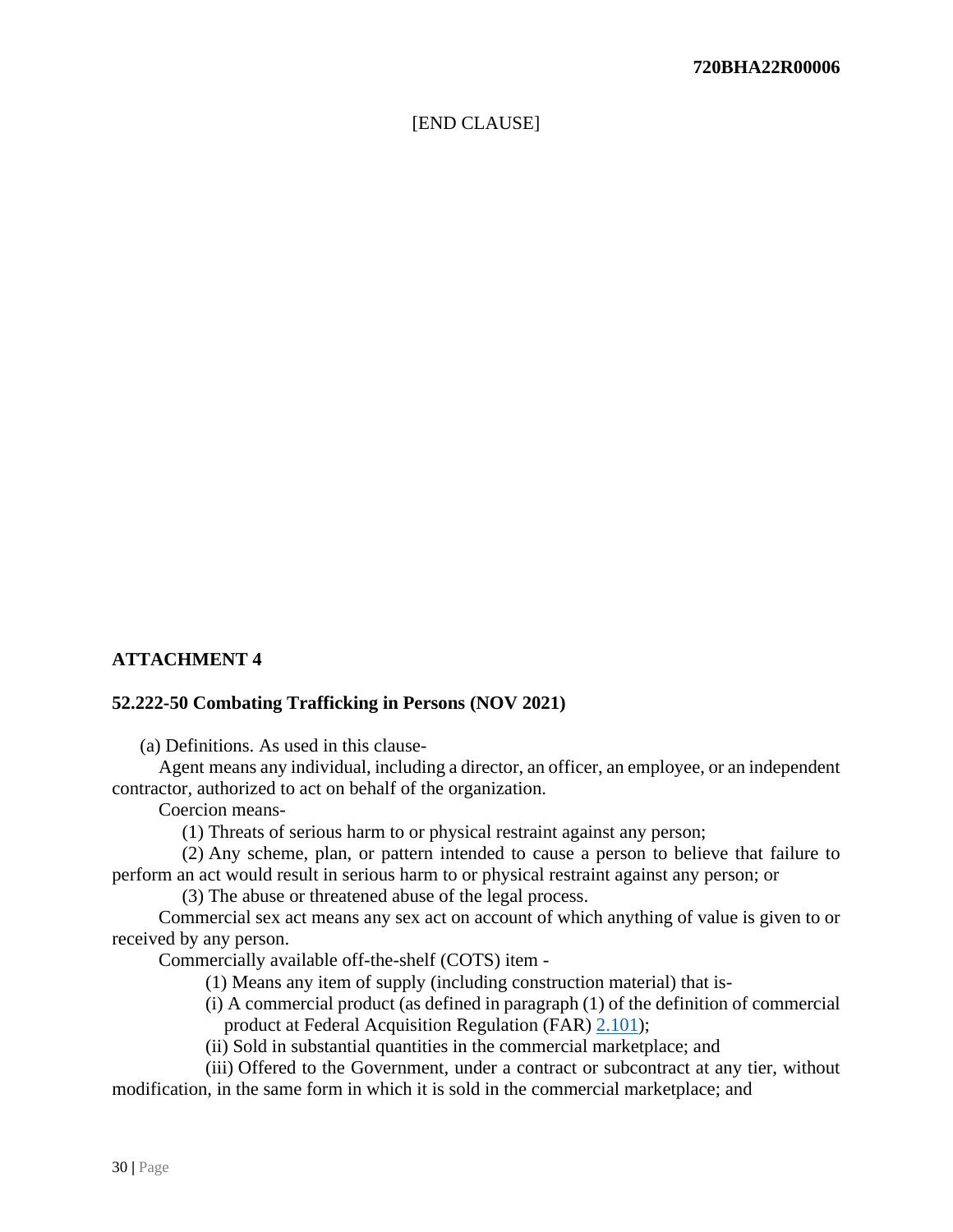[END CLAUSE]

**ATTACHMENT 4**

**52.222-50 Combating Trafficking in Persons (NOV 2021)**

(a) Definitions. As used in this clause-

Agent means any individual, including a director, an officer, an employee, or an independent contractor, authorized to act on behalf of the organization.

Coercion means-

(1) Threats of serious harm to or physical restraint against any person;

(2) Any scheme, plan, or pattern intended to cause a person to believe that failure to perform an act would result in serious harm to or physical restraint against any person; or

(3) The abuse or threatened abuse of the legal process.

Commercial sex act means any sex act on account of which anything of value is given to or received by any person.

Commercially available off-the-shelf (COTS) item -

(1) Means any item of supply (including construction material) that is-

(i) A commercial product (as defined in paragraph (1) of the definition of commercial product at Federal Acquisition Regulation (FAR) 2.101);

(ii) Sold in substantial quantities in the commercial marketplace; and

(iii) Offered to the Government, under a contract or subcontract at any tier, without modification, in the same form in which it is sold in the commercial marketplace; and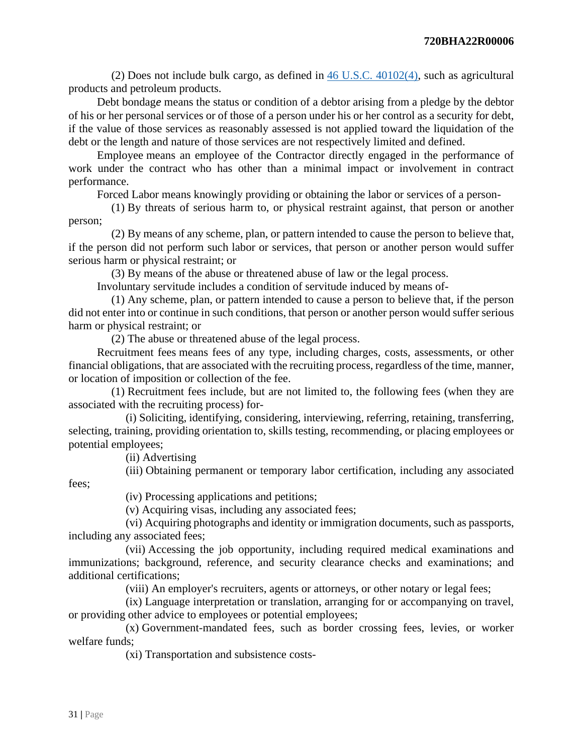(2) Does not include bulk cargo, as defined in [46 U.S.C. 40102(4)](), such as agricultural products and petroleum products.

Debt bondage means the status or condition of a debtor arising from a pledge by the debtor of his or her personal services or of those of a person under his or her control as a security for debt, if the value of those services as reasonably assessed is not applied toward the liquidation of the debt or the length and nature of those services are not respectively limited and defined.

Employee means an employee of the Contractor directly engaged in the performance of work under the contract who has other than a minimal impact or involvement in contract performance.

Forced Labor means knowingly providing or obtaining the labor or services of a person-

(1) By threats of serious harm to, or physical restraint against, that person or another person;

(2) By means of any scheme, plan, or pattern intended to cause the person to believe that, if the person did not perform such labor or services, that person or another person would suffer serious harm or physical restraint; or

(3) By means of the abuse or threatened abuse of law or the legal process.

Involuntary servitude includes a condition of servitude induced by means of-

(1) Any scheme, plan, or pattern intended to cause a person to believe that, if the person did not enter into or continue in such conditions, that person or another person would suffer serious harm or physical restraint; or

(2) The abuse or threatened abuse of the legal process.

Recruitment fees means fees of any type, including charges, costs, assessments, or other financial obligations, that are associated with the recruiting process, regardless of the time, manner, or location of imposition or collection of the fee.

(1) Recruitment fees include, but are not limited to, the following fees (when they are associated with the recruiting process) for-

(i) Soliciting, identifying, considering, interviewing, referring, retaining, transferring, selecting, training, providing orientation to, skills testing, recommending, or placing employees or potential employees;

(ii) Advertising

(iii) Obtaining permanent or temporary labor certification, including any associated fees;

(iv) Processing applications and petitions;

(v) Acquiring visas, including any associated fees;

(vi) Acquiring photographs and identity or immigration documents, such as passports, including any associated fees;

(vii) Accessing the job opportunity, including required medical examinations and immunizations; background, reference, and security clearance checks and examinations; and additional certifications;

(viii) An employer's recruiters, agents or attorneys, or other notary or legal fees;

(ix) Language interpretation or translation, arranging for or accompanying on travel, or providing other advice to employees or potential employees;

(x) Government-mandated fees, such as border crossing fees, levies, or worker welfare funds;

(xi) Transportation and subsistence costs-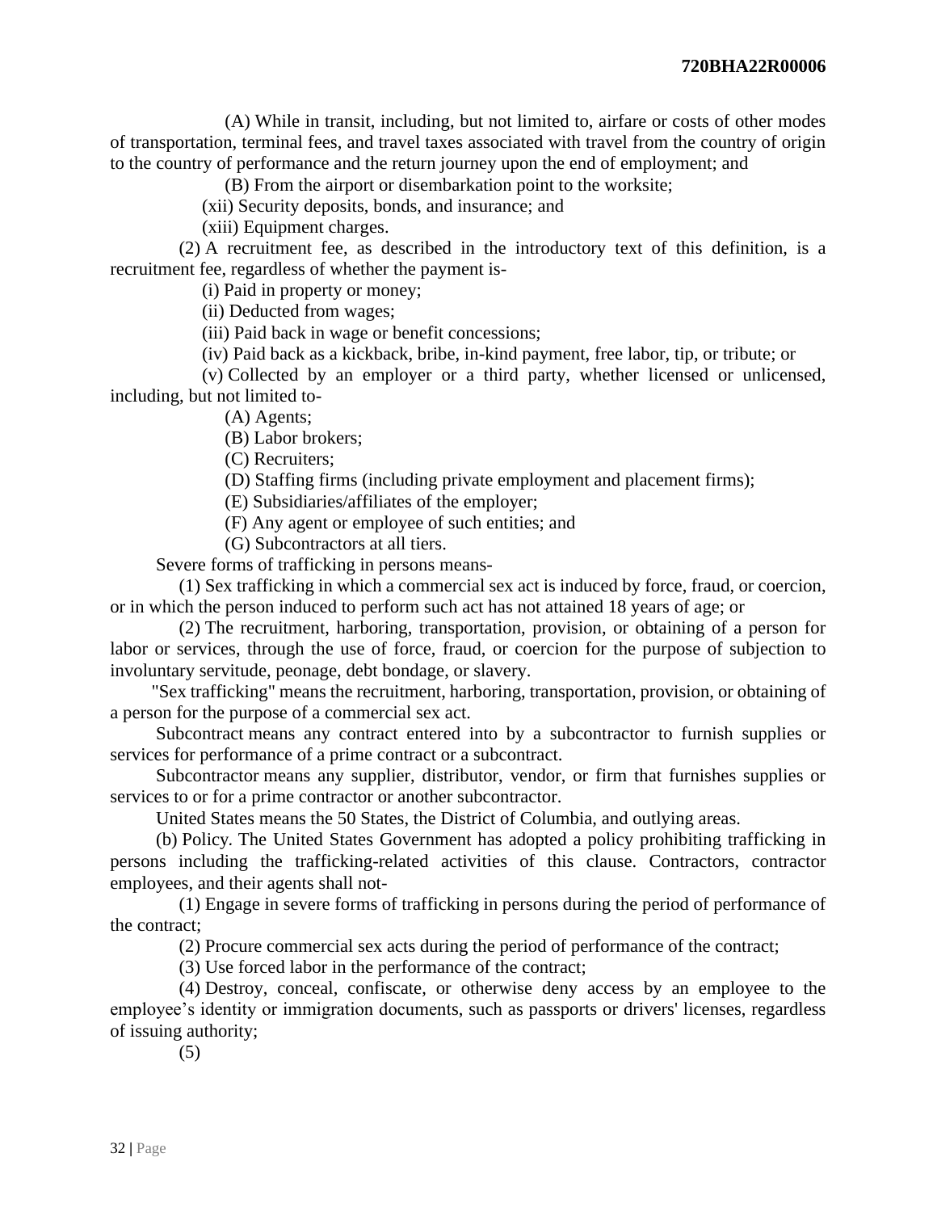(A) While in transit, including, but not limited to, airfare or costs of other modes of transportation, terminal fees, and travel taxes associated with travel from the country of origin to the country of performance and the return journey upon the end of employment; and

(B) From the airport or disembarkation point to the worksite;

(xii) Security deposits, bonds, and insurance; and

(xiii) Equipment charges.

(2) A recruitment fee, as described in the introductory text of this definition, is a recruitment fee, regardless of whether the payment is-

(i) Paid in property or money;

(ii) Deducted from wages;

(iii) Paid back in wage or benefit concessions;

(iv) Paid back as a kickback, bribe, in-kind payment, free labor, tip, or tribute; or

(v) Collected by an employer or a third party, whether licensed or unlicensed, including, but not limited to-

(A) Agents;

(B) Labor brokers;

(C) Recruiters;

(D) Staffing firms (including private employment and placement firms);

(E) Subsidiaries/affiliates of the employer;

(F) Any agent or employee of such entities; and

(G) Subcontractors at all tiers.

Severe forms of trafficking in persons means-

(1) Sex trafficking in which a commercial sex act is induced by force, fraud, or coercion, or in which the person induced to perform such act has not attained 18 years of age; or

(2) The recruitment, harboring, transportation, provision, or obtaining of a person for labor or services, through the use of force, fraud, or coercion for the purpose of subjection to involuntary servitude, peonage, debt bondage, or slavery.

"Sex trafficking" means the recruitment, harboring, transportation, provision, or obtaining of a person for the purpose of a commercial sex act.

Subcontract means any contract entered into by a subcontractor to furnish supplies or services for performance of a prime contract or a subcontract.

Subcontractor means any supplier, distributor, vendor, or firm that furnishes supplies or services to or for a prime contractor or another subcontractor.

United States means the 50 States, the District of Columbia, and outlying areas.

(b) Policy. The United States Government has adopted a policy prohibiting trafficking in persons including the trafficking-related activities of this clause. Contractors, contractor employees, and their agents shall not-

(1) Engage in severe forms of trafficking in persons during the period of performance of the contract;

(2) Procure commercial sex acts during the period of performance of the contract;

(3) Use forced labor in the performance of the contract;

(4) Destroy, conceal, confiscate, or otherwise deny access by an employee to the employee's identity or immigration documents, such as passports or drivers' licenses, regardless of issuing authority;

(5)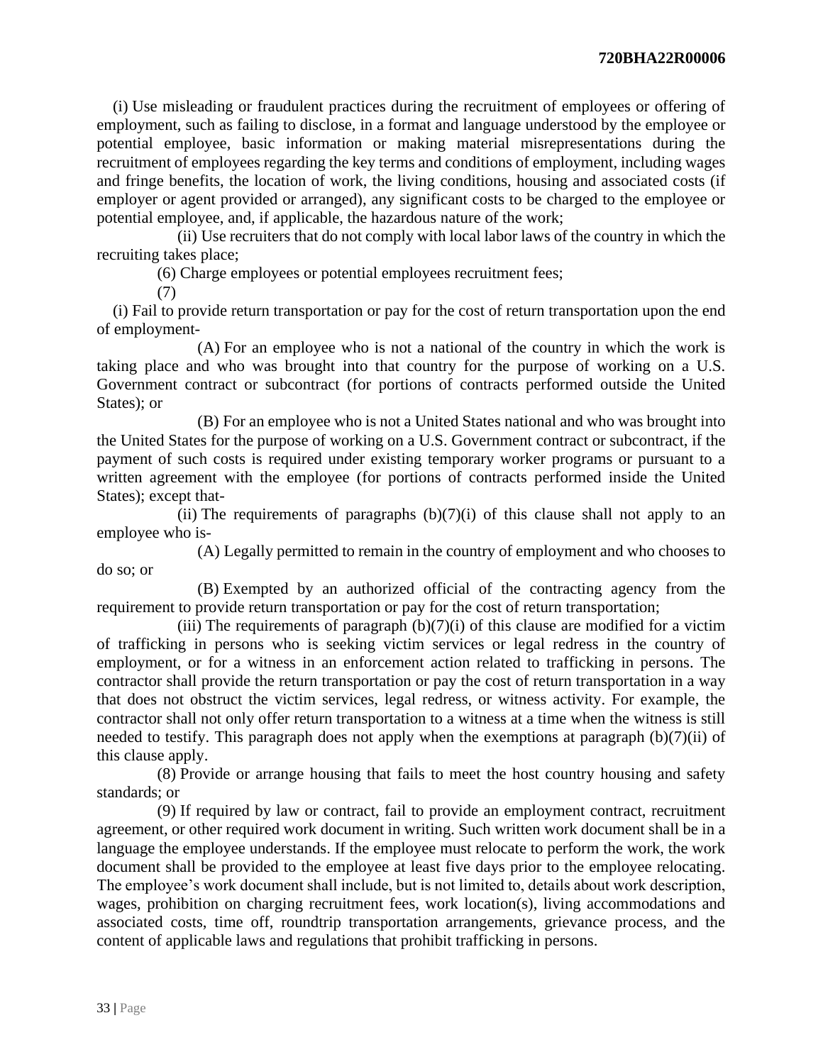(i) Use misleading or fraudulent practices during the recruitment of employees or offering of employment, such as failing to disclose, in a format and language understood by the employee or potential employee, basic information or making material misrepresentations during the recruitment of employees regarding the key terms and conditions of employment, including wages and fringe benefits, the location of work, the living conditions, housing and associated costs (if employer or agent provided or arranged), any significant costs to be charged to the employee or potential employee, and, if applicable, the hazardous nature of the work;

(ii) Use recruiters that do not comply with local labor laws of the country in which the recruiting takes place;

(6) Charge employees or potential employees recruitment fees;

(7)

(i) Fail to provide return transportation or pay for the cost of return transportation upon the end of employment-

(A) For an employee who is not a national of the country in which the work is taking place and who was brought into that country for the purpose of working on a U.S. Government contract or subcontract (for portions of contracts performed outside the United States); or

(B) For an employee who is not a United States national and who was brought into the United States for the purpose of working on a U.S. Government contract or subcontract, if the payment of such costs is required under existing temporary worker programs or pursuant to a written agreement with the employee (for portions of contracts performed inside the United States); except that-

(ii) The requirements of paragraphs (b)(7)(i) of this clause shall not apply to an employee who is-

(A) Legally permitted to remain in the country of employment and who chooses to do so; or

(B) Exempted by an authorized official of the contracting agency from the requirement to provide return transportation or pay for the cost of return transportation;

(iii) The requirements of paragraph (b)(7)(i) of this clause are modified for a victim of trafficking in persons who is seeking victim services or legal redress in the country of employment, or for a witness in an enforcement action related to trafficking in persons. The contractor shall provide the return transportation or pay the cost of return transportation in a way that does not obstruct the victim services, legal redress, or witness activity. For example, the contractor shall not only offer return transportation to a witness at a time when the witness is still needed to testify. This paragraph does not apply when the exemptions at paragraph (b)(7)(ii) of this clause apply.

(8) Provide or arrange housing that fails to meet the host country housing and safety standards; or

(9) If required by law or contract, fail to provide an employment contract, recruitment agreement, or other required work document in writing. Such written work document shall be in a language the employee understands. If the employee must relocate to perform the work, the work document shall be provided to the employee at least five days prior to the employee relocating. The employee's work document shall include, but is not limited to, details about work description, wages, prohibition on charging recruitment fees, work location(s), living accommodations and associated costs, time off, roundtrip transportation arrangements, grievance process, and the content of applicable laws and regulations that prohibit trafficking in persons.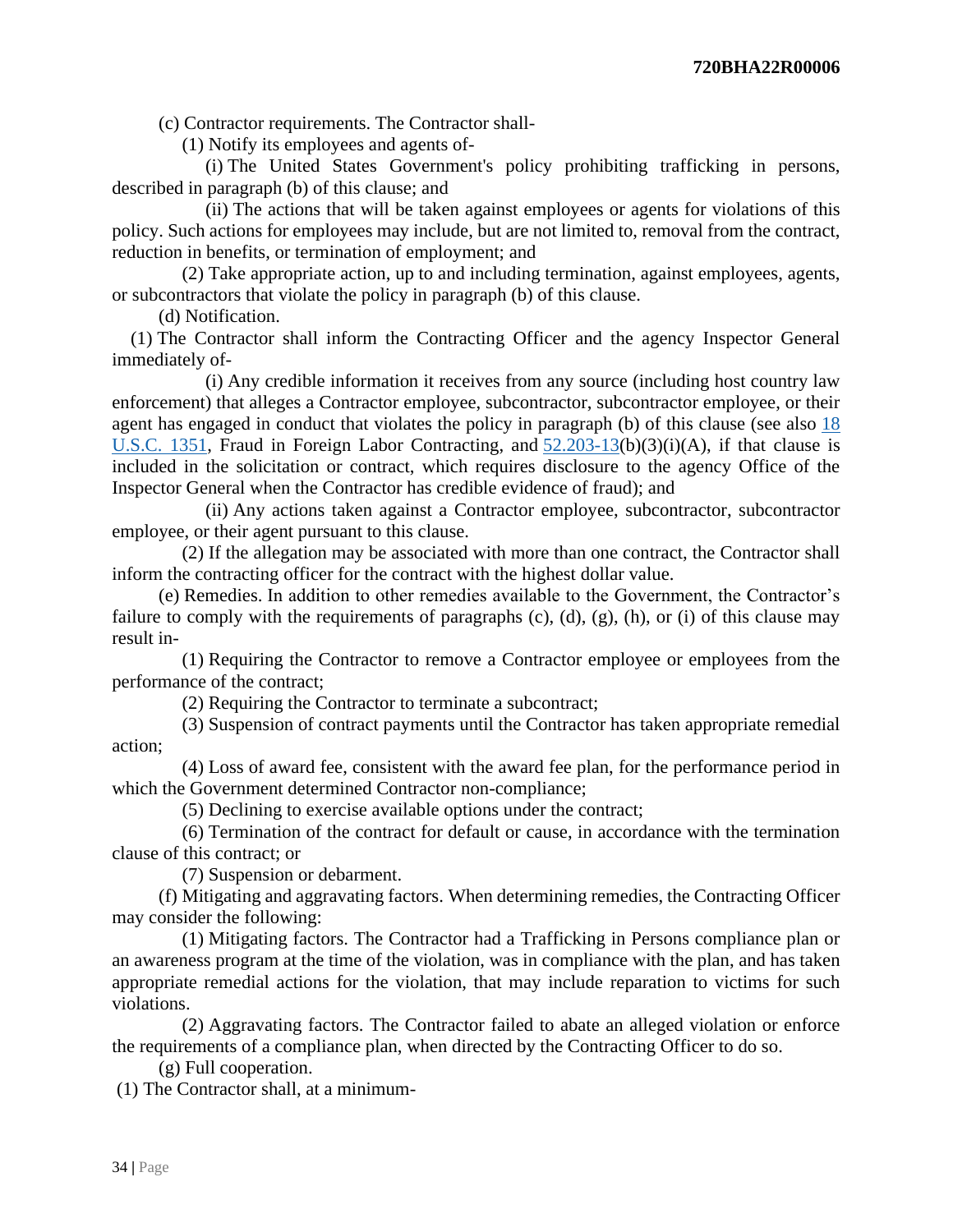(c) Contractor requirements. The Contractor shall-

(1) Notify its employees and agents of-

(i) The United States Government's policy prohibiting trafficking in persons, described in paragraph (b) of this clause; and

(ii) The actions that will be taken against employees or agents for violations of this policy. Such actions for employees may include, but are not limited to, removal from the contract, reduction in benefits, or termination of employment; and

(2) Take appropriate action, up to and including termination, against employees, agents, or subcontractors that violate the policy in paragraph (b) of this clause.

(d) Notification.

(1) The Contractor shall inform the Contracting Officer and the agency Inspector General immediately of-

(i) Any credible information it receives from any source (including host country law enforcement) that alleges a Contractor employee, subcontractor, subcontractor employee, or their agent has engaged in conduct that violates the policy in paragraph (b) of this clause (see also 18 U.S.C. 1351, Fraud in Foreign Labor Contracting, and 52.203-13(b)(3)(i)(A), if that clause is included in the solicitation or contract, which requires disclosure to the agency Office of the Inspector General when the Contractor has credible evidence of fraud); and

(ii) Any actions taken against a Contractor employee, subcontractor, subcontractor employee, or their agent pursuant to this clause.

(2) If the allegation may be associated with more than one contract, the Contractor shall inform the contracting officer for the contract with the highest dollar value.

(e) Remedies. In addition to other remedies available to the Government, the Contractor's failure to comply with the requirements of paragraphs (c), (d), (g), (h), or (i) of this clause may result in-

(1) Requiring the Contractor to remove a Contractor employee or employees from the performance of the contract;

(2) Requiring the Contractor to terminate a subcontract;

(3) Suspension of contract payments until the Contractor has taken appropriate remedial action;

(4) Loss of award fee, consistent with the award fee plan, for the performance period in which the Government determined Contractor non-compliance;

(5) Declining to exercise available options under the contract;

(6) Termination of the contract for default or cause, in accordance with the termination clause of this contract; or

(7) Suspension or debarment.

(f) Mitigating and aggravating factors. When determining remedies, the Contracting Officer may consider the following:

(1) Mitigating factors. The Contractor had a Trafficking in Persons compliance plan or an awareness program at the time of the violation, was in compliance with the plan, and has taken appropriate remedial actions for the violation, that may include reparation to victims for such violations.

(2) Aggravating factors. The Contractor failed to abate an alleged violation or enforce the requirements of a compliance plan, when directed by the Contracting Officer to do so.

(g) Full cooperation.

(1) The Contractor shall, at a minimum-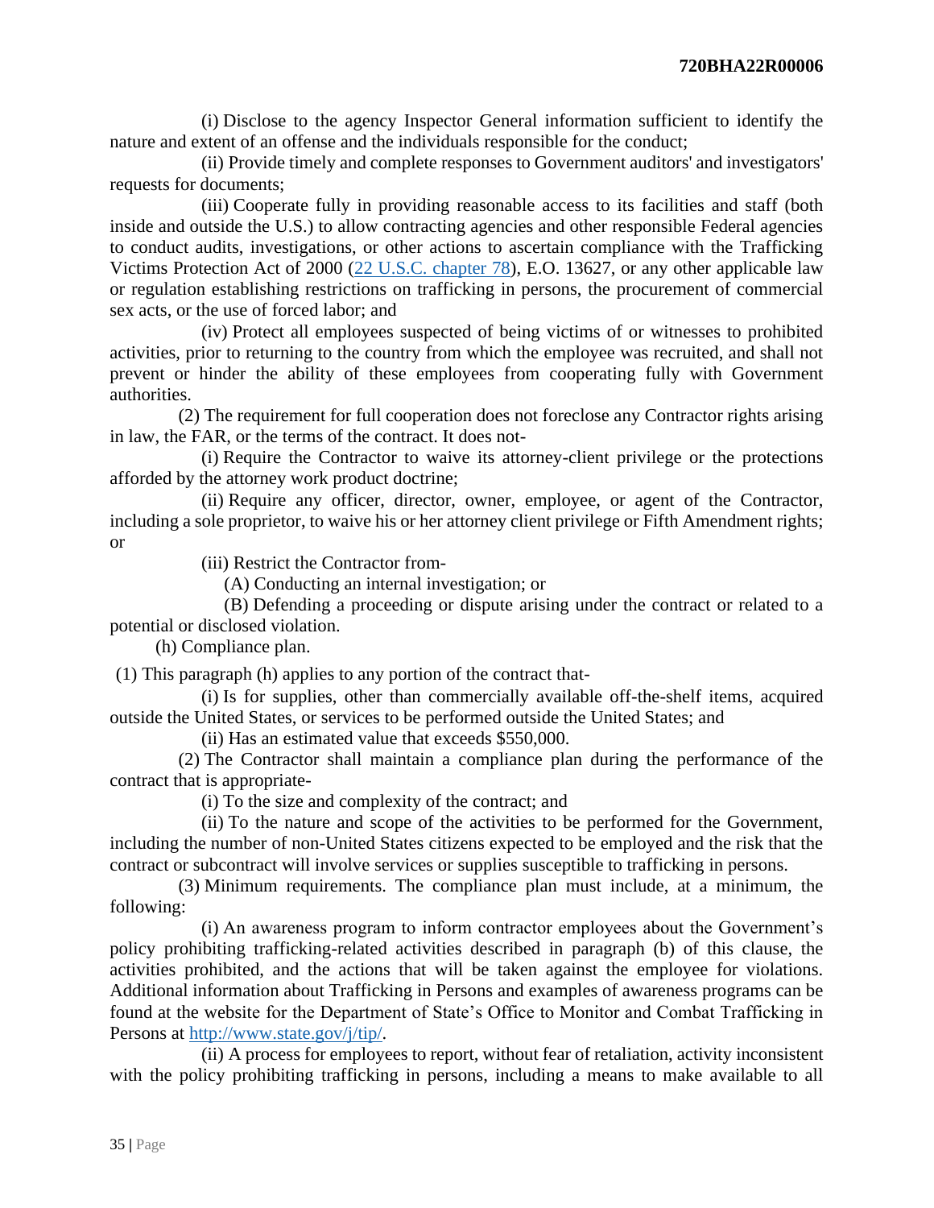(i) Disclose to the agency Inspector General information sufficient to identify the nature and extent of an offense and the individuals responsible for the conduct;

(ii) Provide timely and complete responses to Government auditors' and investigators' requests for documents;

(iii) Cooperate fully in providing reasonable access to its facilities and staff (both inside and outside the U.S.) to allow contracting agencies and other responsible Federal agencies to conduct audits, investigations, or other actions to ascertain compliance with the Trafficking Victims Protection Act of 2000 ([22 U.S.C. chapter 78](#)), E.O. 13627, or any other applicable law or regulation establishing restrictions on trafficking in persons, the procurement of commercial sex acts, or the use of forced labor; and

(iv) Protect all employees suspected of being victims of or witnesses to prohibited activities, prior to returning to the country from which the employee was recruited, and shall not prevent or hinder the ability of these employees from cooperating fully with Government authorities.

(2) The requirement for full cooperation does not foreclose any Contractor rights arising in law, the FAR, or the terms of the contract. It does not-

(i) Require the Contractor to waive its attorney-client privilege or the protections afforded by the attorney work product doctrine;

(ii) Require any officer, director, owner, employee, or agent of the Contractor, including a sole proprietor, to waive his or her attorney client privilege or Fifth Amendment rights; or

(iii) Restrict the Contractor from-

(A) Conducting an internal investigation; or

(B) Defending a proceeding or dispute arising under the contract or related to a potential or disclosed violation.

(h) Compliance plan.

(1) This paragraph (h) applies to any portion of the contract that-

(i) Is for supplies, other than commercially available off-the-shelf items, acquired outside the United States, or services to be performed outside the United States; and

(ii) Has an estimated value that exceeds $550,000.

(2) The Contractor shall maintain a compliance plan during the performance of the contract that is appropriate-

(i) To the size and complexity of the contract; and

(ii) To the nature and scope of the activities to be performed for the Government, including the number of non-United States citizens expected to be employed and the risk that the contract or subcontract will involve services or supplies susceptible to trafficking in persons.

(3) Minimum requirements. The compliance plan must include, at a minimum, the following:

(i) An awareness program to inform contractor employees about the Government's policy prohibiting trafficking-related activities described in paragraph (b) of this clause, the activities prohibited, and the actions that will be taken against the employee for violations. Additional information about Trafficking in Persons and examples of awareness programs can be found at the website for the Department of State's Office to Monitor and Combat Trafficking in Persons at [http://www.state.gov/j/tip/](http://www.state.gov/j/tip/).

(ii) A process for employees to report, without fear of retaliation, activity inconsistent with the policy prohibiting trafficking in persons, including a means to make available to all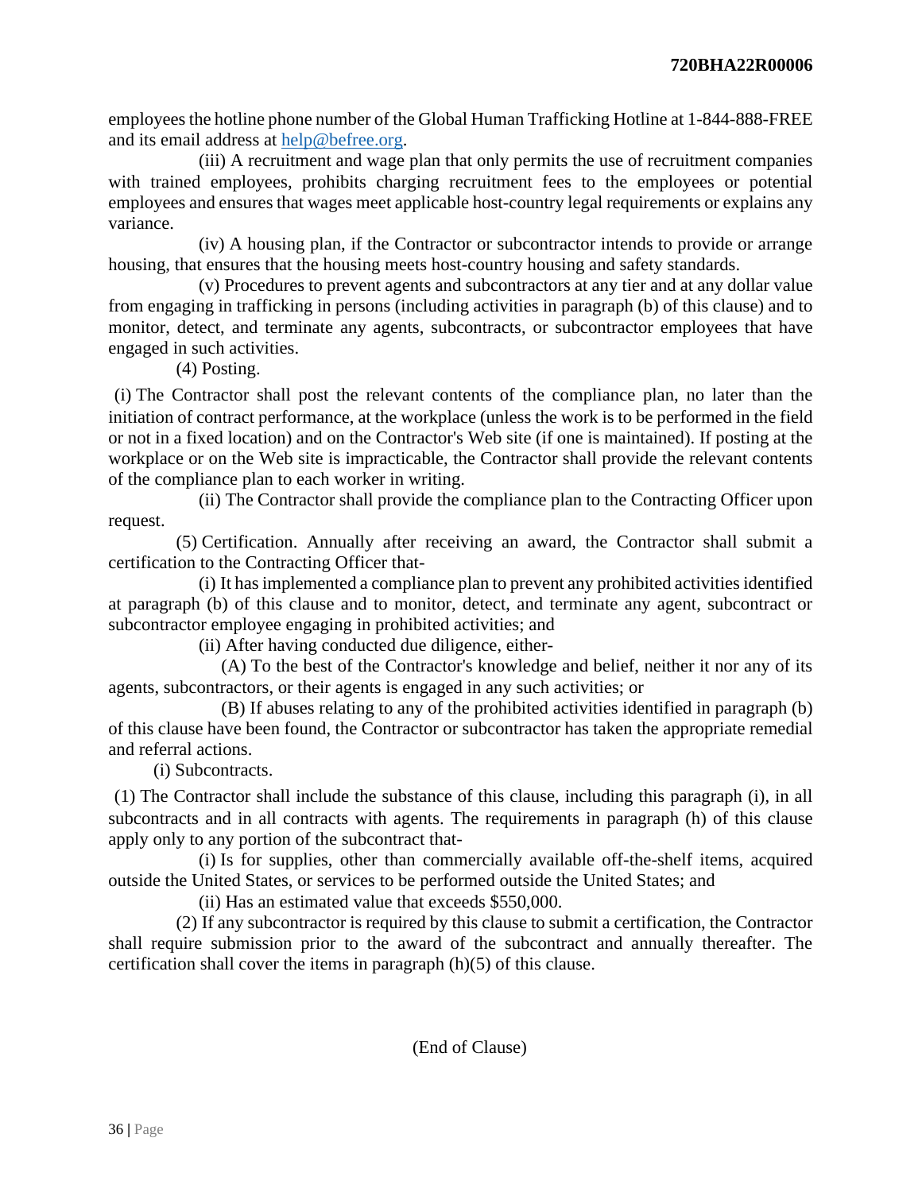employees the hotline phone number of the Global Human Trafficking Hotline at 1-844-888-FREE and its email address at help@befree.org.

(iii) A recruitment and wage plan that only permits the use of recruitment companies with trained employees, prohibits charging recruitment fees to the employees or potential employees and ensures that wages meet applicable host-country legal requirements or explains any variance.

(iv) A housing plan, if the Contractor or subcontractor intends to provide or arrange housing, that ensures that the housing meets host-country housing and safety standards.

(v) Procedures to prevent agents and subcontractors at any tier and at any dollar value from engaging in trafficking in persons (including activities in paragraph (b) of this clause) and to monitor, detect, and terminate any agents, subcontracts, or subcontractor employees that have engaged in such activities.

(4) Posting.

(i) The Contractor shall post the relevant contents of the compliance plan, no later than the initiation of contract performance, at the workplace (unless the work is to be performed in the field or not in a fixed location) and on the Contractor's Web site (if one is maintained). If posting at the workplace or on the Web site is impracticable, the Contractor shall provide the relevant contents of the compliance plan to each worker in writing.

(ii) The Contractor shall provide the compliance plan to the Contracting Officer upon request.

(5) Certification. Annually after receiving an award, the Contractor shall submit a certification to the Contracting Officer that-

(i) It has implemented a compliance plan to prevent any prohibited activities identified at paragraph (b) of this clause and to monitor, detect, and terminate any agent, subcontract or subcontractor employee engaging in prohibited activities; and

(ii) After having conducted due diligence, either-

(A) To the best of the Contractor's knowledge and belief, neither it nor any of its agents, subcontractors, or their agents is engaged in any such activities; or

(B) If abuses relating to any of the prohibited activities identified in paragraph (b) of this clause have been found, the Contractor or subcontractor has taken the appropriate remedial and referral actions.

(i) Subcontracts.

(1) The Contractor shall include the substance of this clause, including this paragraph (i), in all subcontracts and in all contracts with agents. The requirements in paragraph (h) of this clause apply only to any portion of the subcontract that-

(i) Is for supplies, other than commercially available off-the-shelf items, acquired outside the United States, or services to be performed outside the United States; and

(ii) Has an estimated value that exceeds $550,000.

(2) If any subcontractor is required by this clause to submit a certification, the Contractor shall require submission prior to the award of the subcontract and annually thereafter. The certification shall cover the items in paragraph (h)(5) of this clause.

(End of Clause)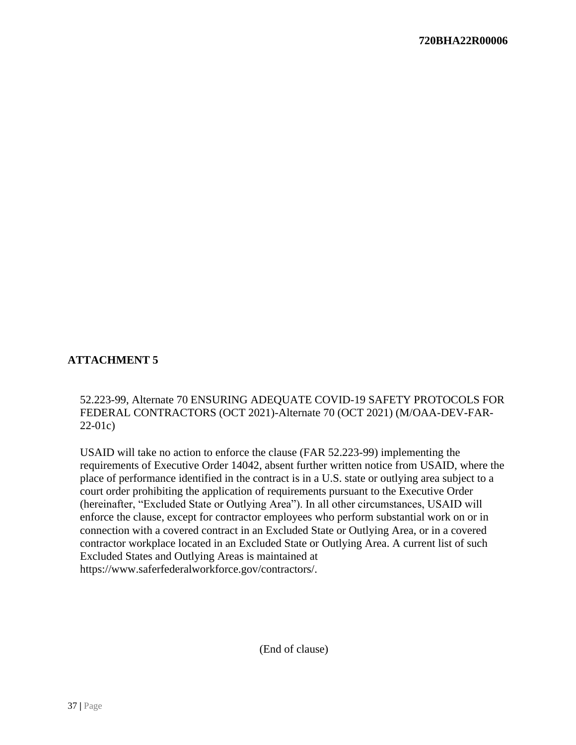## ATTACHMENT 5

52.223-99, Alternate 70 ENSURING ADEQUATE COVID-19 SAFETY PROTOCOLS FOR FEDERAL CONTRACTORS (OCT 2021)-Alternate 70 (OCT 2021) (M/OAA-DEV-FAR-22-01c)

USAID will take no action to enforce the clause (FAR 52.223-99) implementing the requirements of Executive Order 14042, absent further written notice from USAID, where the place of performance identified in the contract is in a U.S. state or outlying area subject to a court order prohibiting the application of requirements pursuant to the Executive Order (hereinafter, "Excluded State or Outlying Area"). In all other circumstances, USAID will enforce the clause, except for contractor employees who perform substantial work on or in connection with a covered contract in an Excluded State or Outlying Area, or in a covered contractor workplace located in an Excluded State or Outlying Area. A current list of such Excluded States and Outlying Areas is maintained at https://www.saferfederalworkforce.gov/contractors/.

(End of clause)